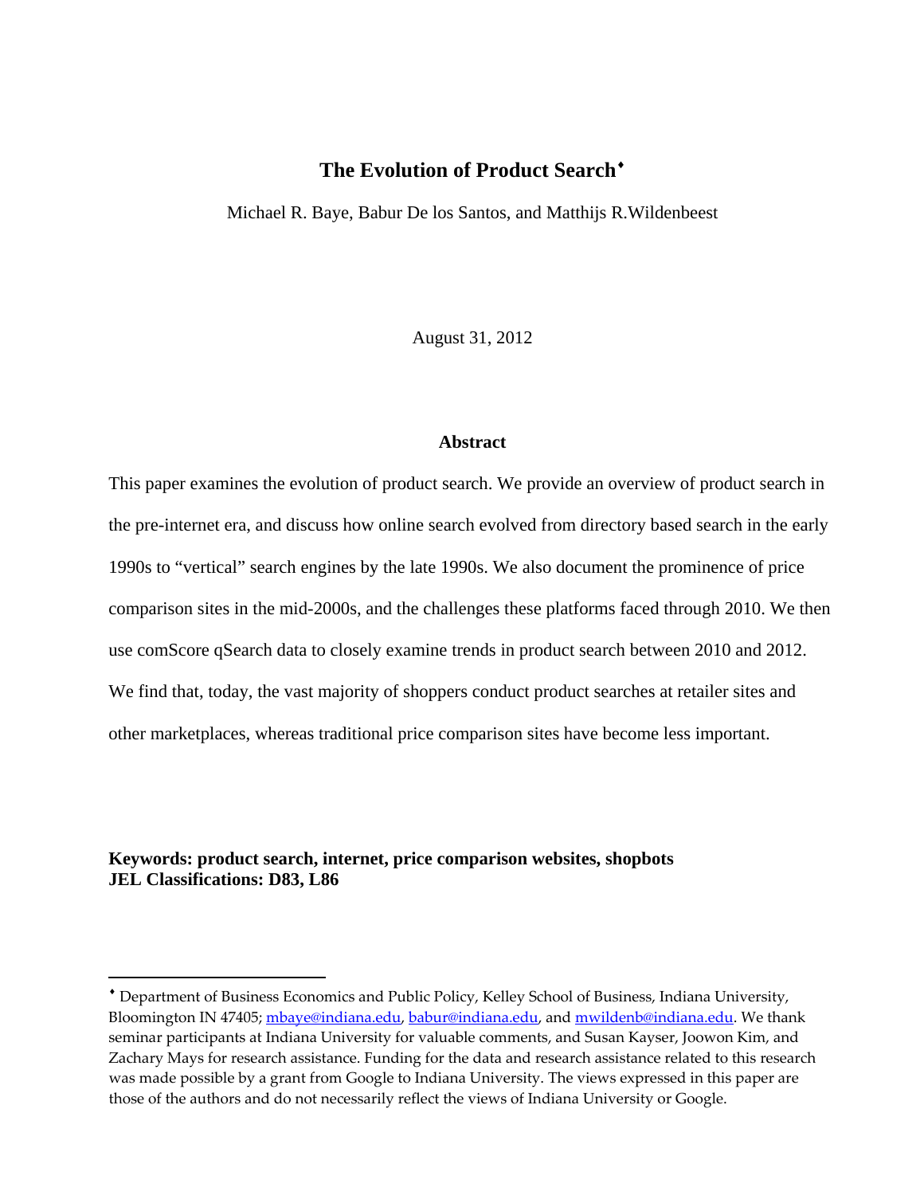# The Evolution of Product Search[♦]

Michael R. Baye, Babur De los Santos, and Matthijs R.Wildenbeest

August 31, 2012

## Abstract

This paper examines the evolution of product search. We provide an overview of product search in the pre-internet era, and discuss how online search evolved from directory based search in the early 1990s to "vertical" search engines by the late 1990s. We also document the prominence of price comparison sites in the mid-2000s, and the challenges these platforms faced through 2010. We then use comScore qSearch data to closely examine trends in product search between 2010 and 2012. We find that, today, the vast majority of shoppers conduct product searches at retailer sites and other marketplaces, whereas traditional price comparison sites have become less important.

**Keywords: product search, internet, price comparison websites, shopbots**
**JEL Classifications: D83, L86**

---

[♦] Department of Business Economics and Public Policy, Kelley School of Business, Indiana University, Bloomington IN 47405; mbaye@indiana.edu, babur@indiana.edu, and mwildenb@indiana.edu. We thank seminar participants at Indiana University for valuable comments, and Susan Kayser, Joowon Kim, and Zachary Mays for research assistance. Funding for the data and research assistance related to this research was made possible by a grant from Google to Indiana University. The views expressed in this paper are those of the authors and do not necessarily reflect the views of Indiana University or Google.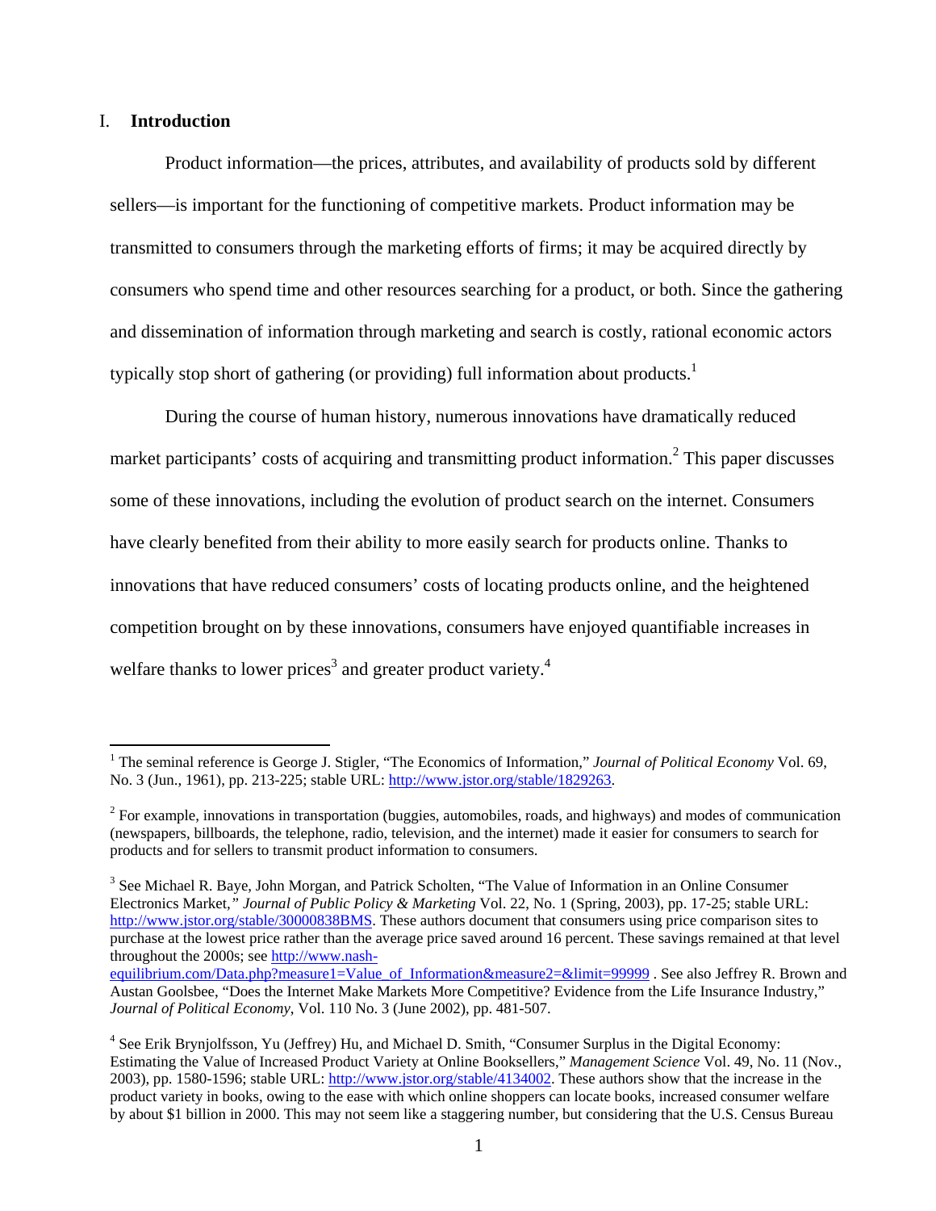## I. Introduction

Product information—the prices, attributes, and availability of products sold by different sellers—is important for the functioning of competitive markets. Product information may be transmitted to consumers through the marketing efforts of firms; it may be acquired directly by consumers who spend time and other resources searching for a product, or both. Since the gathering and dissemination of information through marketing and search is costly, rational economic actors typically stop short of gathering (or providing) full information about products.[1]

During the course of human history, numerous innovations have dramatically reduced market participants' costs of acquiring and transmitting product information.[2] This paper discusses some of these innovations, including the evolution of product search on the internet. Consumers have clearly benefited from their ability to more easily search for products online. Thanks to innovations that have reduced consumers' costs of locating products online, and the heightened competition brought on by these innovations, consumers have enjoyed quantifiable increases in welfare thanks to lower prices[3] and greater product variety.[4]

---

[1] The seminal reference is George J. Stigler, "The Economics of Information," *Journal of Political Economy* Vol. 69, No. 3 (Jun., 1961), pp. 213-225; stable URL: http://www.jstor.org/stable/1829263.

[2] For example, innovations in transportation (buggies, automobiles, roads, and highways) and modes of communication (newspapers, billboards, the telephone, radio, television, and the internet) made it easier for consumers to search for products and for sellers to transmit product information to consumers.

[3] See Michael R. Baye, John Morgan, and Patrick Scholten, "The Value of Information in an Online Consumer Electronics Market," *Journal of Public Policy & Marketing* Vol. 22, No. 1 (Spring, 2003), pp. 17-25; stable URL: http://www.jstor.org/stable/30000838BMS. These authors document that consumers using price comparison sites to purchase at the lowest price rather than the average price saved around 16 percent. These savings remained at that level throughout the 2000s; see http://www.nash-equilibrium.com/Data.php?measure1=Value_of_Information&measure2=&limit=99999 . See also Jeffrey R. Brown and Austan Goolsbee, "Does the Internet Make Markets More Competitive? Evidence from the Life Insurance Industry," *Journal of Political Economy*, Vol. 110 No. 3 (June 2002), pp. 481-507.

[4] See Erik Brynjolfsson, Yu (Jeffrey) Hu, and Michael D. Smith, "Consumer Surplus in the Digital Economy: Estimating the Value of Increased Product Variety at Online Booksellers," *Management Science* Vol. 49, No. 11 (Nov., 2003), pp. 1580-1596; stable URL: http://www.jstor.org/stable/4134002. These authors show that the increase in the product variety in books, owing to the ease with which online shoppers can locate books, increased consumer welfare by about $1 billion in 2000. This may not seem like a staggering number, but considering that the U.S. Census Bureau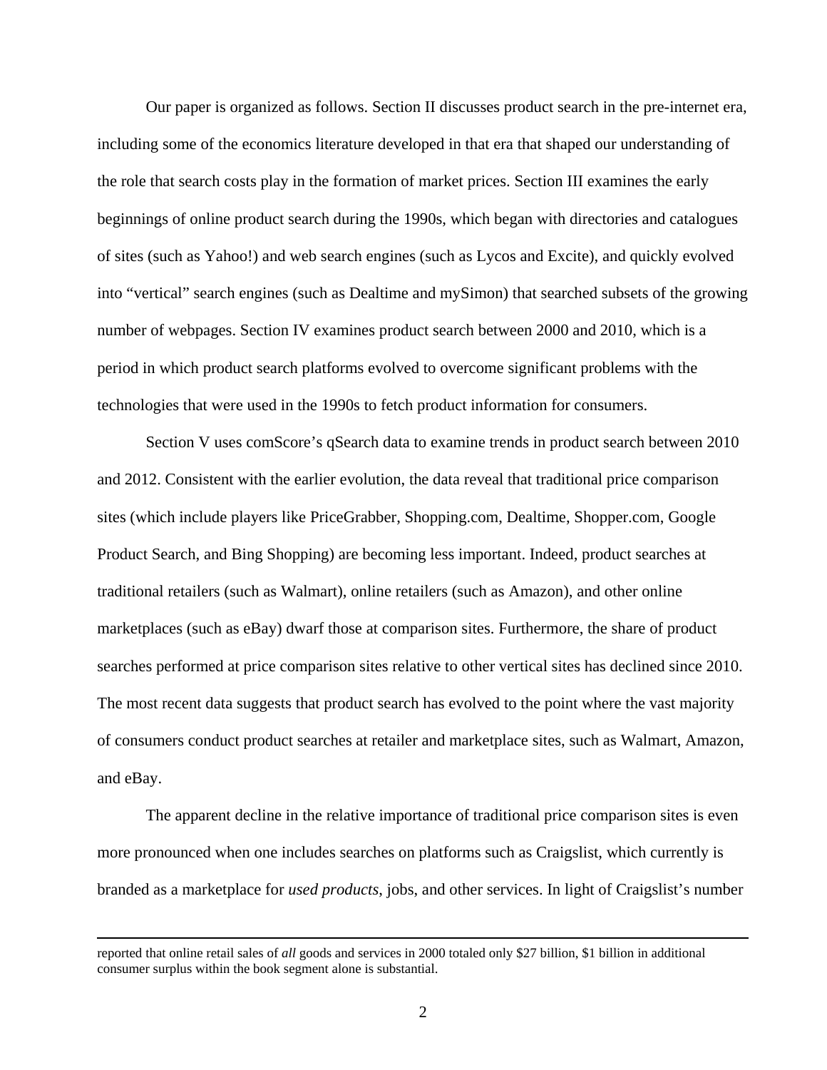Our paper is organized as follows. Section II discusses product search in the pre-internet era, including some of the economics literature developed in that era that shaped our understanding of the role that search costs play in the formation of market prices. Section III examines the early beginnings of online product search during the 1990s, which began with directories and catalogues of sites (such as Yahoo!) and web search engines (such as Lycos and Excite), and quickly evolved into "vertical" search engines (such as Dealtime and mySimon) that searched subsets of the growing number of webpages. Section IV examines product search between 2000 and 2010, which is a period in which product search platforms evolved to overcome significant problems with the technologies that were used in the 1990s to fetch product information for consumers.

Section V uses comScore's qSearch data to examine trends in product search between 2010 and 2012. Consistent with the earlier evolution, the data reveal that traditional price comparison sites (which include players like PriceGrabber, Shopping.com, Dealtime, Shopper.com, Google Product Search, and Bing Shopping) are becoming less important. Indeed, product searches at traditional retailers (such as Walmart), online retailers (such as Amazon), and other online marketplaces (such as eBay) dwarf those at comparison sites. Furthermore, the share of product searches performed at price comparison sites relative to other vertical sites has declined since 2010. The most recent data suggests that product search has evolved to the point where the vast majority of consumers conduct product searches at retailer and marketplace sites, such as Walmart, Amazon, and eBay.

The apparent decline in the relative importance of traditional price comparison sites is even more pronounced when one includes searches on platforms such as Craigslist, which currently is branded as a marketplace for *used products*, jobs, and other services. In light of Craigslist's number

---

reported that online retail sales of *all* goods and services in 2000 totaled only $27 billion, $1 billion in additional consumer surplus within the book segment alone is substantial.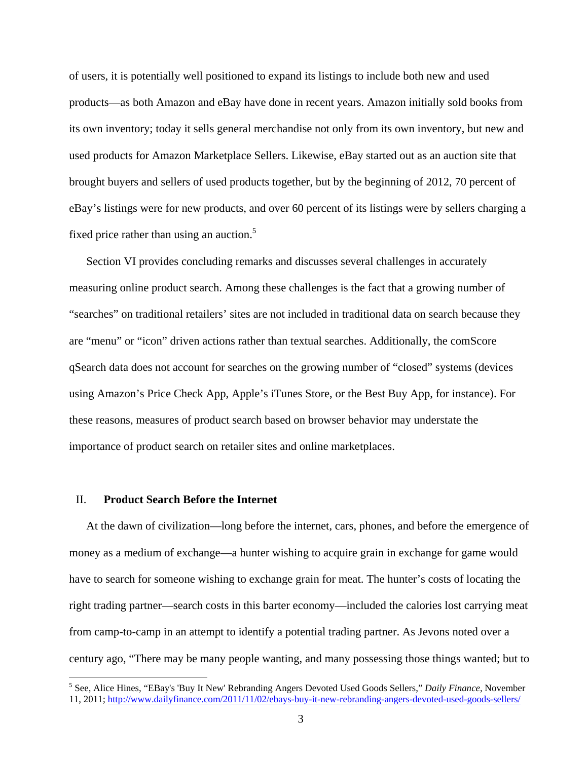of users, it is potentially well positioned to expand its listings to include both new and used products—as both Amazon and eBay have done in recent years. Amazon initially sold books from its own inventory; today it sells general merchandise not only from its own inventory, but new and used products for Amazon Marketplace Sellers. Likewise, eBay started out as an auction site that brought buyers and sellers of used products together, but by the beginning of 2012, 70 percent of eBay's listings were for new products, and over 60 percent of its listings were by sellers charging a fixed price rather than using an auction.[5]

Section VI provides concluding remarks and discusses several challenges in accurately measuring online product search. Among these challenges is the fact that a growing number of "searches" on traditional retailers' sites are not included in traditional data on search because they are "menu" or "icon" driven actions rather than textual searches. Additionally, the comScore qSearch data does not account for searches on the growing number of "closed" systems (devices using Amazon's Price Check App, Apple's iTunes Store, or the Best Buy App, for instance). For these reasons, measures of product search based on browser behavior may understate the importance of product search on retailer sites and online marketplaces.

## II. Product Search Before the Internet

At the dawn of civilization—long before the internet, cars, phones, and before the emergence of money as a medium of exchange—a hunter wishing to acquire grain in exchange for game would have to search for someone wishing to exchange grain for meat. The hunter's costs of locating the right trading partner—search costs in this barter economy—included the calories lost carrying meat from camp-to-camp in an attempt to identify a potential trading partner. As Jevons noted over a century ago, "There may be many people wanting, and many possessing those things wanted; but to

[5] See, Alice Hines, "EBay's 'Buy It New' Rebranding Angers Devoted Used Goods Sellers," *Daily Finance*, November 11, 2011; http://www.dailyfinance.com/2011/11/02/ebays-buy-it-new-rebranding-angers-devoted-used-goods-sellers/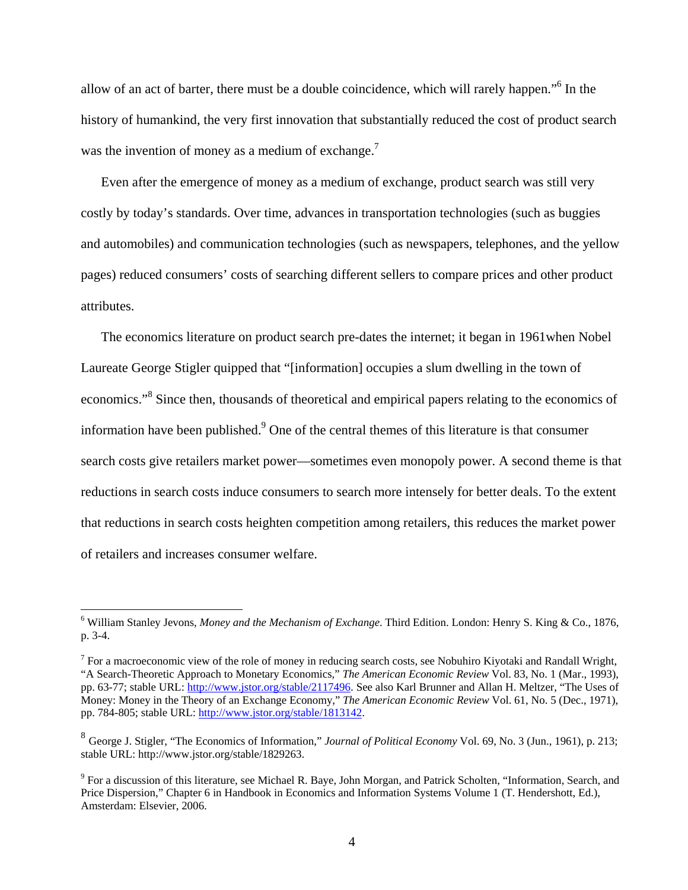allow of an act of barter, there must be a double coincidence, which will rarely happen."[6] In the history of humankind, the very first innovation that substantially reduced the cost of product search was the invention of money as a medium of exchange.[7]

Even after the emergence of money as a medium of exchange, product search was still very costly by today's standards. Over time, advances in transportation technologies (such as buggies and automobiles) and communication technologies (such as newspapers, telephones, and the yellow pages) reduced consumers' costs of searching different sellers to compare prices and other product attributes.

The economics literature on product search pre-dates the internet; it began in 1961when Nobel Laureate George Stigler quipped that "[information] occupies a slum dwelling in the town of economics."[8] Since then, thousands of theoretical and empirical papers relating to the economics of information have been published.[9] One of the central themes of this literature is that consumer search costs give retailers market power—sometimes even monopoly power. A second theme is that reductions in search costs induce consumers to search more intensely for better deals. To the extent that reductions in search costs heighten competition among retailers, this reduces the market power of retailers and increases consumer welfare.

---

[6] William Stanley Jevons, *Money and the Mechanism of Exchange*. Third Edition. London: Henry S. King & Co., 1876, p. 3-4.

[7] For a macroeconomic view of the role of money in reducing search costs, see Nobuhiro Kiyotaki and Randall Wright, "A Search-Theoretic Approach to Monetary Economics," *The American Economic Review* Vol. 83, No. 1 (Mar., 1993), pp. 63-77; stable URL: http://www.jstor.org/stable/2117496. See also Karl Brunner and Allan H. Meltzer, "The Uses of Money: Money in the Theory of an Exchange Economy," *The American Economic Review* Vol. 61, No. 5 (Dec., 1971), pp. 784-805; stable URL: http://www.jstor.org/stable/1813142.

[8] George J. Stigler, "The Economics of Information," *Journal of Political Economy* Vol. 69, No. 3 (Jun., 1961), p. 213; stable URL: http://www.jstor.org/stable/1829263.

[9] For a discussion of this literature, see Michael R. Baye, John Morgan, and Patrick Scholten, "Information, Search, and Price Dispersion," Chapter 6 in Handbook in Economics and Information Systems Volume 1 (T. Hendershott, Ed.), Amsterdam: Elsevier, 2006.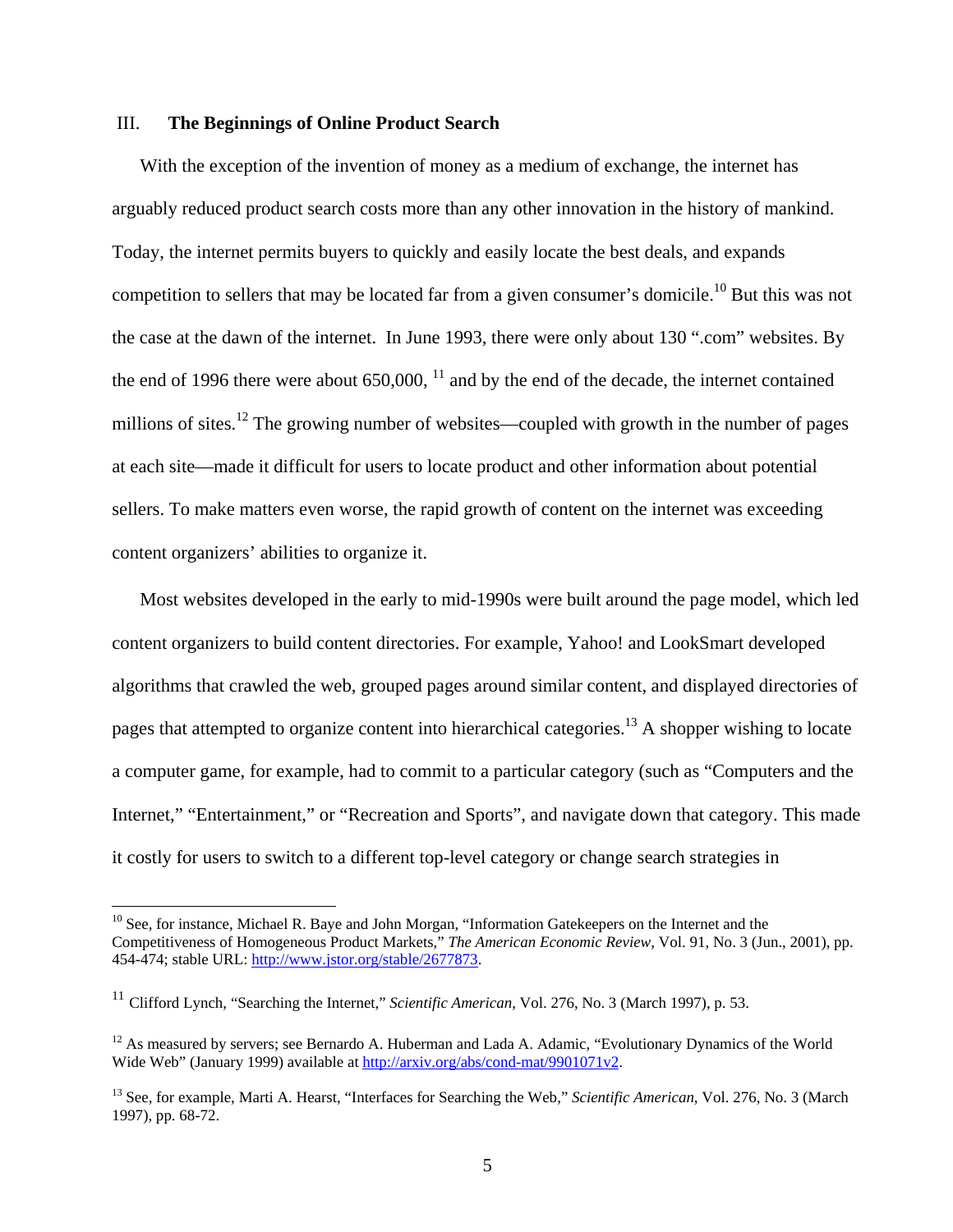## III. The Beginnings of Online Product Search

With the exception of the invention of money as a medium of exchange, the internet has arguably reduced product search costs more than any other innovation in the history of mankind. Today, the internet permits buyers to quickly and easily locate the best deals, and expands competition to sellers that may be located far from a given consumer's domicile.[10] But this was not the case at the dawn of the internet. In June 1993, there were only about 130 ".com" websites. By the end of 1996 there were about 650,000, [11] and by the end of the decade, the internet contained millions of sites.[12] The growing number of websites—coupled with growth in the number of pages at each site—made it difficult for users to locate product and other information about potential sellers. To make matters even worse, the rapid growth of content on the internet was exceeding content organizers' abilities to organize it.

Most websites developed in the early to mid-1990s were built around the page model, which led content organizers to build content directories. For example, Yahoo! and LookSmart developed algorithms that crawled the web, grouped pages around similar content, and displayed directories of pages that attempted to organize content into hierarchical categories.[13] A shopper wishing to locate a computer game, for example, had to commit to a particular category (such as "Computers and the Internet," "Entertainment," or "Recreation and Sports", and navigate down that category. This made it costly for users to switch to a different top-level category or change search strategies in

---

[10] See, for instance, Michael R. Baye and John Morgan, "Information Gatekeepers on the Internet and the Competitiveness of Homogeneous Product Markets," *The American Economic Review*, Vol. 91, No. 3 (Jun., 2001), pp. 454-474; stable URL: http://www.jstor.org/stable/2677873.

[11] Clifford Lynch, "Searching the Internet," *Scientific American*, Vol. 276, No. 3 (March 1997), p. 53.

[12] As measured by servers; see Bernardo A. Huberman and Lada A. Adamic, "Evolutionary Dynamics of the World Wide Web" (January 1999) available at http://arxiv.org/abs/cond-mat/9901071v2.

[13] See, for example, Marti A. Hearst, "Interfaces for Searching the Web," *Scientific American*, Vol. 276, No. 3 (March 1997), pp. 68-72.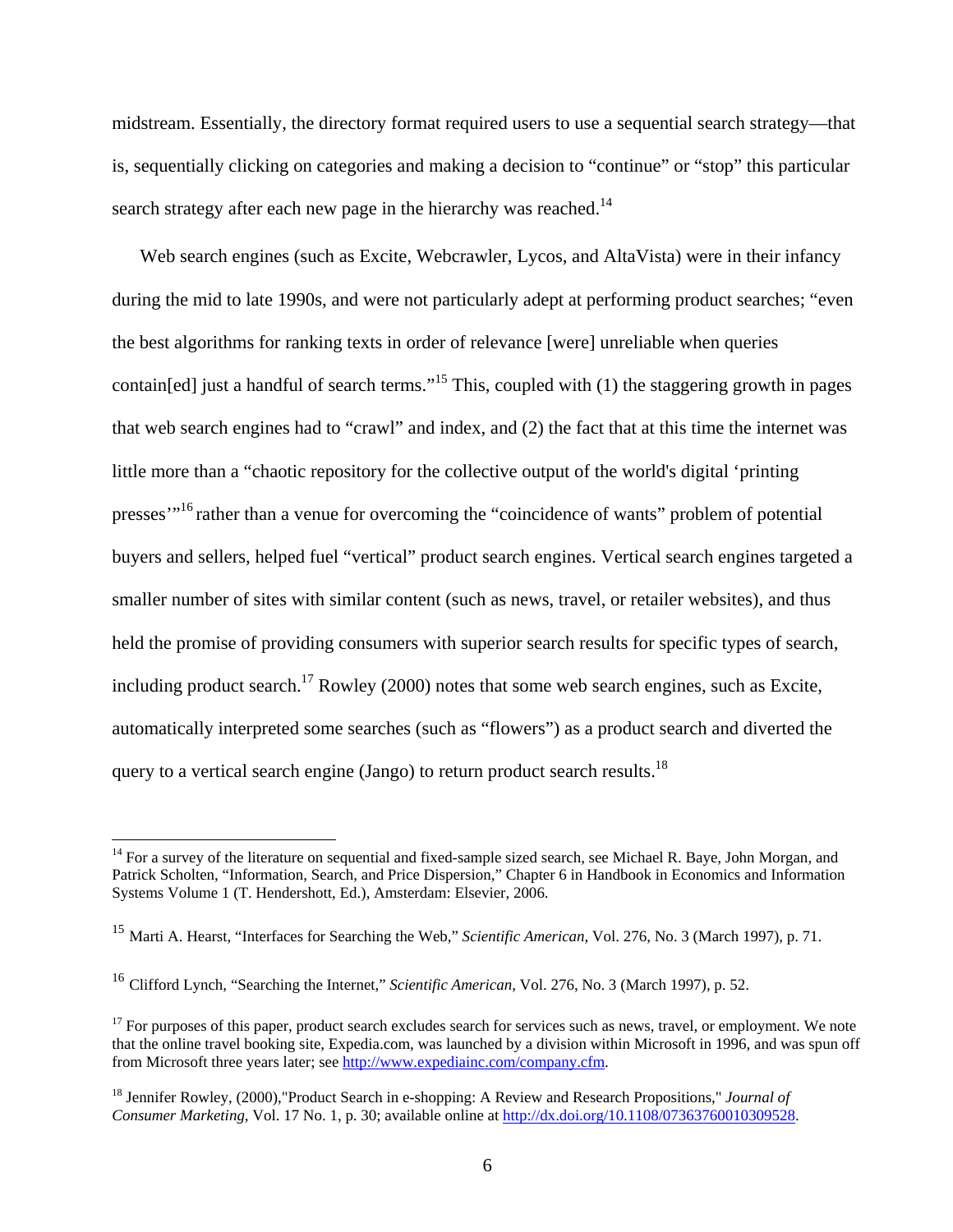midstream. Essentially, the directory format required users to use a sequential search strategy—that is, sequentially clicking on categories and making a decision to "continue" or "stop" this particular search strategy after each new page in the hierarchy was reached.[14]

Web search engines (such as Excite, Webcrawler, Lycos, and AltaVista) were in their infancy during the mid to late 1990s, and were not particularly adept at performing product searches; "even the best algorithms for ranking texts in order of relevance [were] unreliable when queries contain[ed] just a handful of search terms."[15] This, coupled with (1) the staggering growth in pages that web search engines had to "crawl" and index, and (2) the fact that at this time the internet was little more than a "chaotic repository for the collective output of the world's digital 'printing presses'"[16] rather than a venue for overcoming the "coincidence of wants" problem of potential buyers and sellers, helped fuel "vertical" product search engines. Vertical search engines targeted a smaller number of sites with similar content (such as news, travel, or retailer websites), and thus held the promise of providing consumers with superior search results for specific types of search, including product search.[17] Rowley (2000) notes that some web search engines, such as Excite, automatically interpreted some searches (such as "flowers") as a product search and diverted the query to a vertical search engine (Jango) to return product search results.[18]

---

[14] For a survey of the literature on sequential and fixed-sample sized search, see Michael R. Baye, John Morgan, and Patrick Scholten, "Information, Search, and Price Dispersion," Chapter 6 in Handbook in Economics and Information Systems Volume 1 (T. Hendershott, Ed.), Amsterdam: Elsevier, 2006.

[15] Marti A. Hearst, "Interfaces for Searching the Web," *Scientific American*, Vol. 276, No. 3 (March 1997), p. 71.

[16] Clifford Lynch, "Searching the Internet," *Scientific American*, Vol. 276, No. 3 (March 1997), p. 52.

[17] For purposes of this paper, product search excludes search for services such as news, travel, or employment. We note that the online travel booking site, Expedia.com, was launched by a division within Microsoft in 1996, and was spun off from Microsoft three years later; see http://www.expediainc.com/company.cfm.

[18] Jennifer Rowley, (2000),"Product Search in e-shopping: A Review and Research Propositions," *Journal of Consumer Marketing*, Vol. 17 No. 1, p. 30; available online at http://dx.doi.org/10.1108/07363760010309528.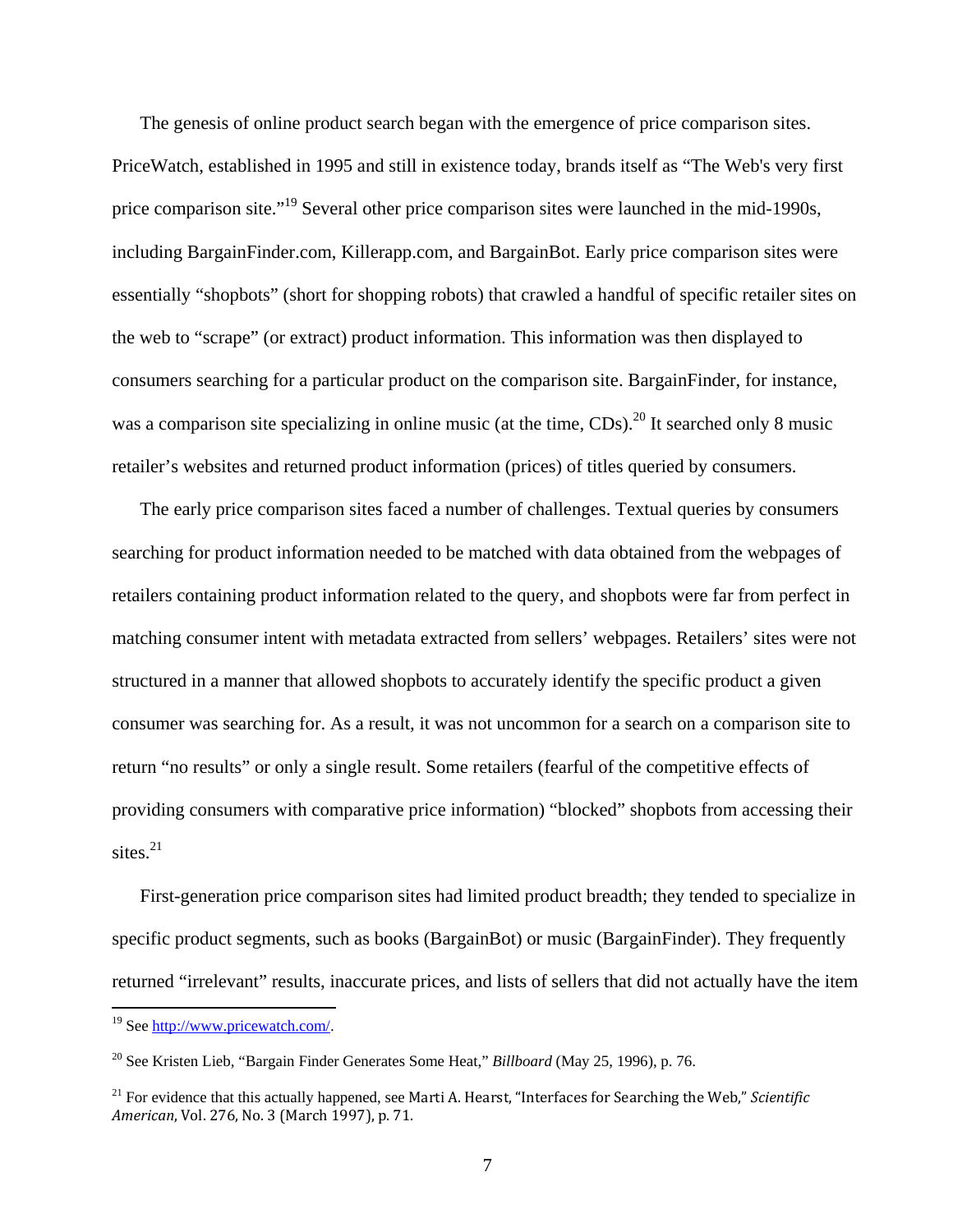The genesis of online product search began with the emergence of price comparison sites. PriceWatch, established in 1995 and still in existence today, brands itself as "The Web's very first price comparison site."[19] Several other price comparison sites were launched in the mid-1990s, including BargainFinder.com, Killerapp.com, and BargainBot. Early price comparison sites were essentially "shopbots" (short for shopping robots) that crawled a handful of specific retailer sites on the web to "scrape" (or extract) product information. This information was then displayed to consumers searching for a particular product on the comparison site. BargainFinder, for instance, was a comparison site specializing in online music (at the time, CDs).[20] It searched only 8 music retailer's websites and returned product information (prices) of titles queried by consumers.

The early price comparison sites faced a number of challenges. Textual queries by consumers searching for product information needed to be matched with data obtained from the webpages of retailers containing product information related to the query, and shopbots were far from perfect in matching consumer intent with metadata extracted from sellers' webpages. Retailers' sites were not structured in a manner that allowed shopbots to accurately identify the specific product a given consumer was searching for. As a result, it was not uncommon for a search on a comparison site to return "no results" or only a single result. Some retailers (fearful of the competitive effects of providing consumers with comparative price information) "blocked" shopbots from accessing their sites.[21]

First-generation price comparison sites had limited product breadth; they tended to specialize in specific product segments, such as books (BargainBot) or music (BargainFinder). They frequently returned "irrelevant" results, inaccurate prices, and lists of sellers that did not actually have the item

---

[19] See http://www.pricewatch.com/.

[20] See Kristen Lieb, "Bargain Finder Generates Some Heat," *Billboard* (May 25, 1996), p. 76.

[21] For evidence that this actually happened, see Marti A. Hearst, "Interfaces for Searching the Web," *Scientific American*, Vol. 276, No. 3 (March 1997), p. 71.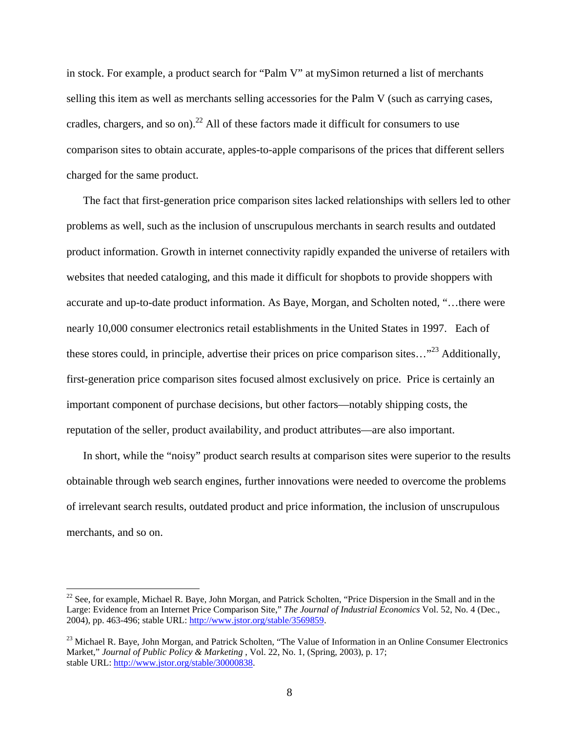in stock. For example, a product search for "Palm V" at mySimon returned a list of merchants selling this item as well as merchants selling accessories for the Palm V (such as carrying cases, cradles, chargers, and so on).[22] All of these factors made it difficult for consumers to use comparison sites to obtain accurate, apples-to-apple comparisons of the prices that different sellers charged for the same product.

The fact that first-generation price comparison sites lacked relationships with sellers led to other problems as well, such as the inclusion of unscrupulous merchants in search results and outdated product information. Growth in internet connectivity rapidly expanded the universe of retailers with websites that needed cataloging, and this made it difficult for shopbots to provide shoppers with accurate and up-to-date product information. As Baye, Morgan, and Scholten noted, "…there were nearly 10,000 consumer electronics retail establishments in the United States in 1997. Each of these stores could, in principle, advertise their prices on price comparison sites…"[23] Additionally, first-generation price comparison sites focused almost exclusively on price. Price is certainly an important component of purchase decisions, but other factors—notably shipping costs, the reputation of the seller, product availability, and product attributes—are also important.

In short, while the "noisy" product search results at comparison sites were superior to the results obtainable through web search engines, further innovations were needed to overcome the problems of irrelevant search results, outdated product and price information, the inclusion of unscrupulous merchants, and so on.

---

[22] See, for example, Michael R. Baye, John Morgan, and Patrick Scholten, "Price Dispersion in the Small and in the Large: Evidence from an Internet Price Comparison Site," *The Journal of Industrial Economics* Vol. 52, No. 4 (Dec., 2004), pp. 463-496; stable URL: http://www.jstor.org/stable/3569859.

[23] Michael R. Baye, John Morgan, and Patrick Scholten, "The Value of Information in an Online Consumer Electronics Market," *Journal of Public Policy & Marketing* , Vol. 22, No. 1, (Spring, 2003), p. 17; stable URL: http://www.jstor.org/stable/30000838.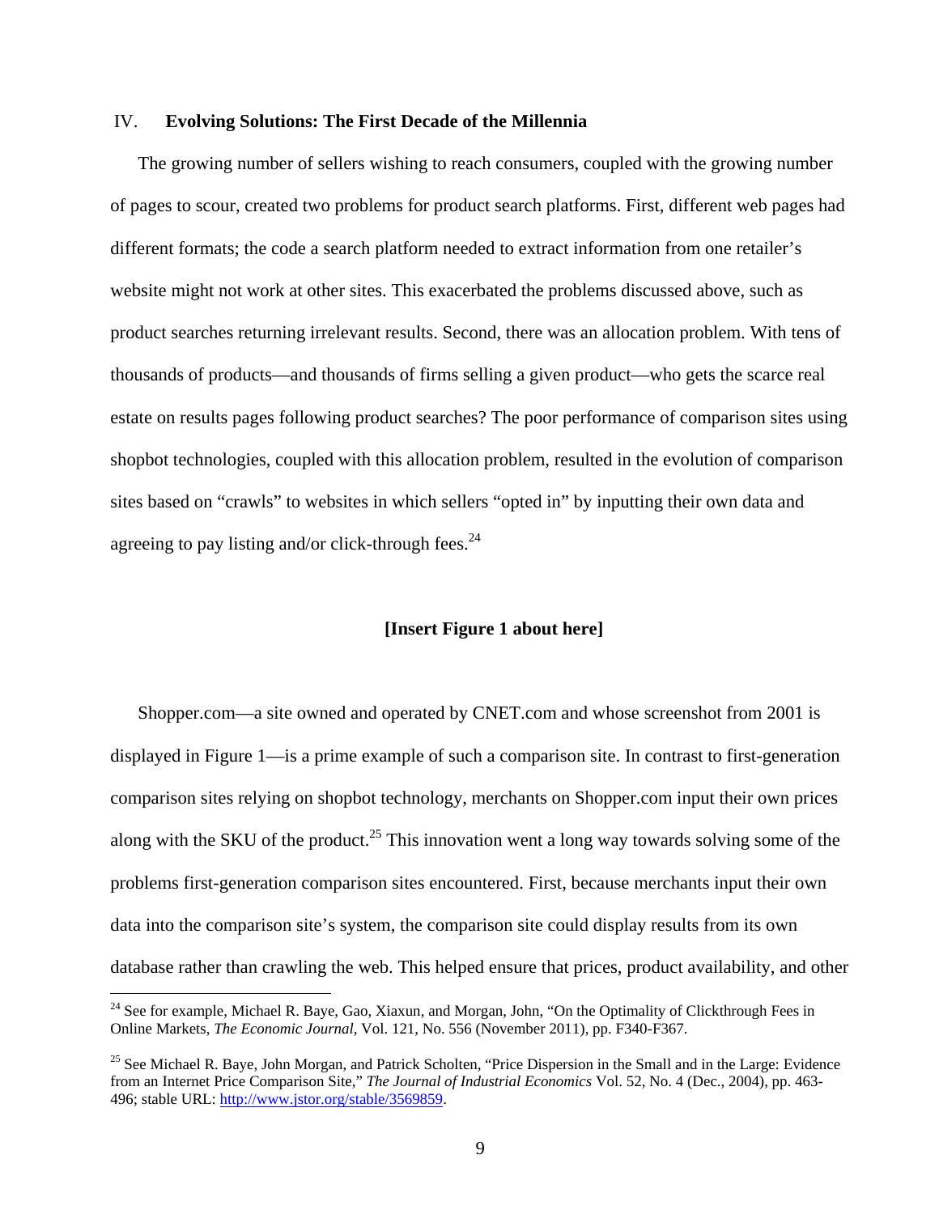## IV. Evolving Solutions: The First Decade of the Millennia

The growing number of sellers wishing to reach consumers, coupled with the growing number of pages to scour, created two problems for product search platforms. First, different web pages had different formats; the code a search platform needed to extract information from one retailer's website might not work at other sites. This exacerbated the problems discussed above, such as product searches returning irrelevant results. Second, there was an allocation problem. With tens of thousands of products—and thousands of firms selling a given product—who gets the scarce real estate on results pages following product searches? The poor performance of comparison sites using shopbot technologies, coupled with this allocation problem, resulted in the evolution of comparison sites based on "crawls" to websites in which sellers "opted in" by inputting their own data and agreeing to pay listing and/or click-through fees.[24]

**[Insert Figure 1 about here]**

Shopper.com—a site owned and operated by CNET.com and whose screenshot from 2001 is displayed in Figure 1—is a prime example of such a comparison site. In contrast to first-generation comparison sites relying on shopbot technology, merchants on Shopper.com input their own prices along with the SKU of the product.[25] This innovation went a long way towards solving some of the problems first-generation comparison sites encountered. First, because merchants input their own data into the comparison site's system, the comparison site could display results from its own database rather than crawling the web. This helped ensure that prices, product availability, and other

[24] See for example, Michael R. Baye, Gao, Xiaxun, and Morgan, John, "On the Optimality of Clickthrough Fees in Online Markets, *The Economic Journal*, Vol. 121, No. 556 (November 2011), pp. F340-F367.

[25] See Michael R. Baye, John Morgan, and Patrick Scholten, "Price Dispersion in the Small and in the Large: Evidence from an Internet Price Comparison Site," *The Journal of Industrial Economics* Vol. 52, No. 4 (Dec., 2004), pp. 463-496; stable URL: http://www.jstor.org/stable/3569859.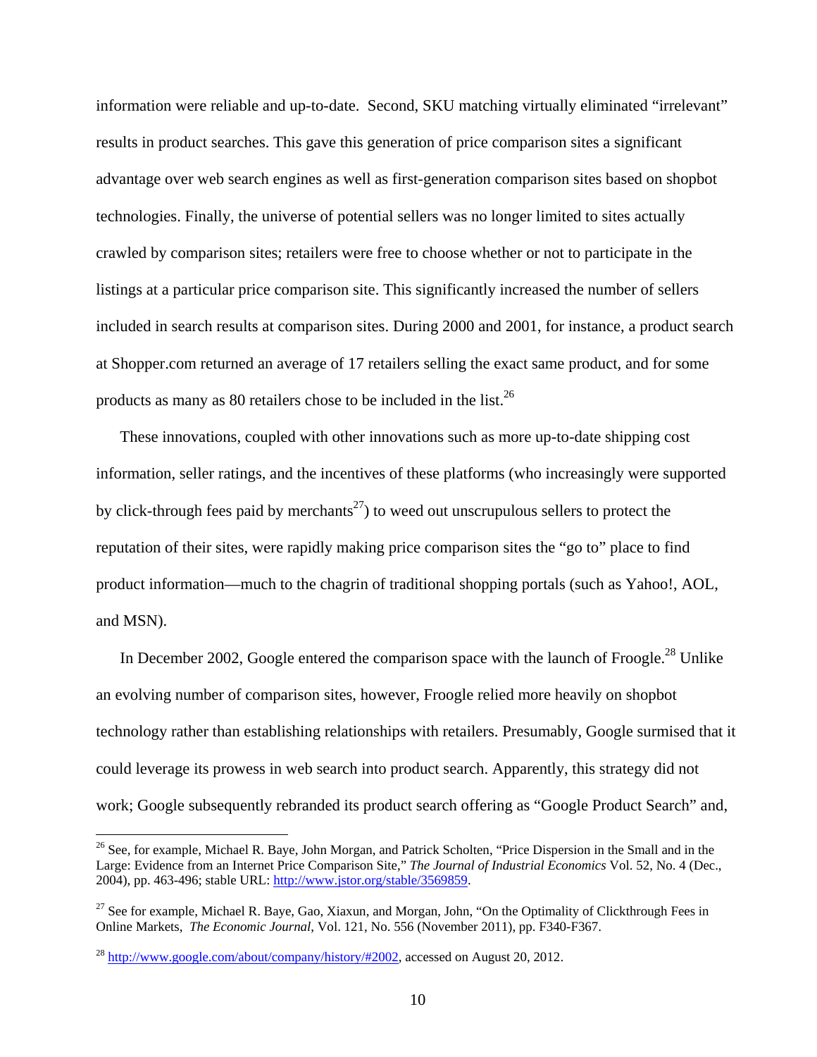information were reliable and up-to-date. Second, SKU matching virtually eliminated "irrelevant" results in product searches. This gave this generation of price comparison sites a significant advantage over web search engines as well as first-generation comparison sites based on shopbot technologies. Finally, the universe of potential sellers was no longer limited to sites actually crawled by comparison sites; retailers were free to choose whether or not to participate in the listings at a particular price comparison site. This significantly increased the number of sellers included in search results at comparison sites. During 2000 and 2001, for instance, a product search at Shopper.com returned an average of 17 retailers selling the exact same product, and for some products as many as 80 retailers chose to be included in the list.[26]

These innovations, coupled with other innovations such as more up-to-date shipping cost information, seller ratings, and the incentives of these platforms (who increasingly were supported by click-through fees paid by merchants[27]) to weed out unscrupulous sellers to protect the reputation of their sites, were rapidly making price comparison sites the "go to" place to find product information—much to the chagrin of traditional shopping portals (such as Yahoo!, AOL, and MSN).

In December 2002, Google entered the comparison space with the launch of Froogle.[28] Unlike an evolving number of comparison sites, however, Froogle relied more heavily on shopbot technology rather than establishing relationships with retailers. Presumably, Google surmised that it could leverage its prowess in web search into product search. Apparently, this strategy did not work; Google subsequently rebranded its product search offering as "Google Product Search" and,

---

[26] See, for example, Michael R. Baye, John Morgan, and Patrick Scholten, "Price Dispersion in the Small and in the Large: Evidence from an Internet Price Comparison Site," *The Journal of Industrial Economics* Vol. 52, No. 4 (Dec., 2004), pp. 463-496; stable URL: http://www.jstor.org/stable/3569859.

[27] See for example, Michael R. Baye, Gao, Xiaxun, and Morgan, John, "On the Optimality of Clickthrough Fees in Online Markets, *The Economic Journal*, Vol. 121, No. 556 (November 2011), pp. F340-F367.

[28] http://www.google.com/about/company/history/#2002, accessed on August 20, 2012.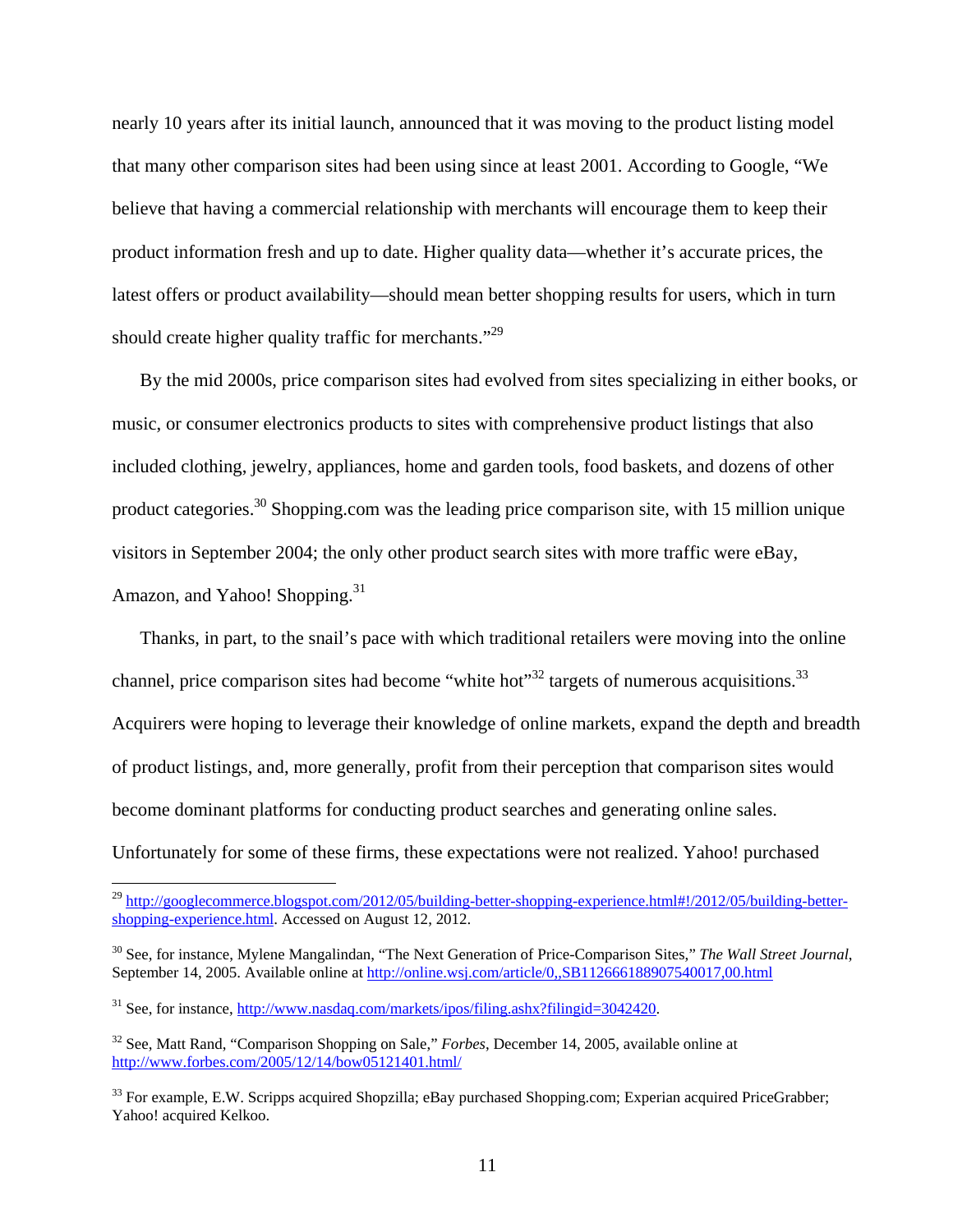nearly 10 years after its initial launch, announced that it was moving to the product listing model that many other comparison sites had been using since at least 2001. According to Google, "We believe that having a commercial relationship with merchants will encourage them to keep their product information fresh and up to date. Higher quality data—whether it's accurate prices, the latest offers or product availability—should mean better shopping results for users, which in turn should create higher quality traffic for merchants."[29]

By the mid 2000s, price comparison sites had evolved from sites specializing in either books, or music, or consumer electronics products to sites with comprehensive product listings that also included clothing, jewelry, appliances, home and garden tools, food baskets, and dozens of other product categories.[30] Shopping.com was the leading price comparison site, with 15 million unique visitors in September 2004; the only other product search sites with more traffic were eBay, Amazon, and Yahoo! Shopping.[31]

Thanks, in part, to the snail's pace with which traditional retailers were moving into the online channel, price comparison sites had become "white hot"[32] targets of numerous acquisitions.[33] Acquirers were hoping to leverage their knowledge of online markets, expand the depth and breadth of product listings, and, more generally, profit from their perception that comparison sites would become dominant platforms for conducting product searches and generating online sales. Unfortunately for some of these firms, these expectations were not realized. Yahoo! purchased

---

[29] http://googlecommerce.blogspot.com/2012/05/building-better-shopping-experience.html#!/2012/05/building-better-shopping-experience.html. Accessed on August 12, 2012.

[30] See, for instance, Mylene Mangalindan, "The Next Generation of Price-Comparison Sites," *The Wall Street Journal*, September 14, 2005. Available online at http://online.wsj.com/article/0,,SB112666188907540017,00.html

[31] See, for instance, http://www.nasdaq.com/markets/ipos/filing.ashx?filingid=3042420.

[32] See, Matt Rand, "Comparison Shopping on Sale," *Forbes*, December 14, 2005, available online at http://www.forbes.com/2005/12/14/bow05121401.html/

[33] For example, E.W. Scripps acquired Shopzilla; eBay purchased Shopping.com; Experian acquired PriceGrabber; Yahoo! acquired Kelkoo.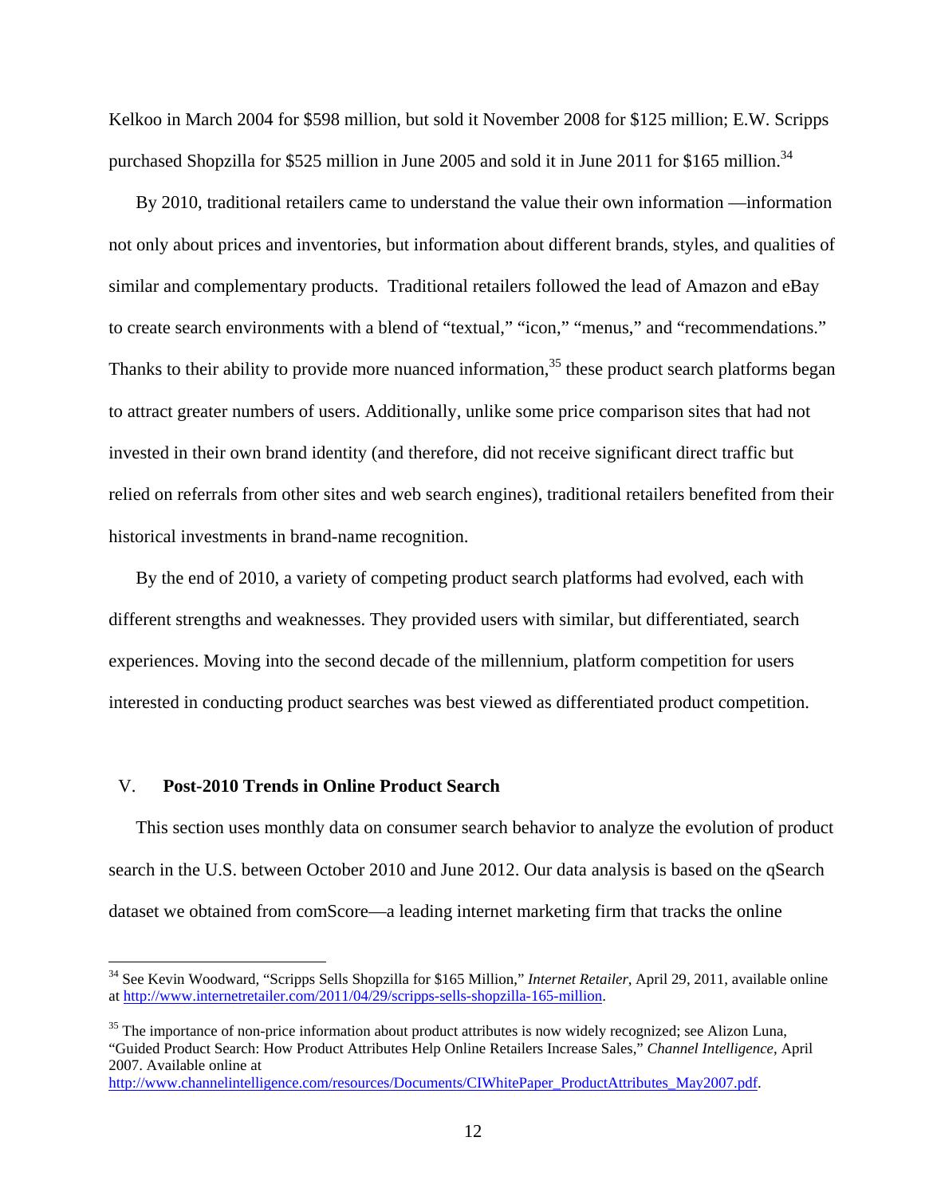Kelkoo in March 2004 for $598 million, but sold it November 2008 for $125 million; E.W. Scripps purchased Shopzilla for $525 million in June 2005 and sold it in June 2011 for $165 million.[34]

By 2010, traditional retailers came to understand the value their own information —information not only about prices and inventories, but information about different brands, styles, and qualities of similar and complementary products. Traditional retailers followed the lead of Amazon and eBay to create search environments with a blend of "textual," "icon," "menus," and "recommendations." Thanks to their ability to provide more nuanced information,[35] these product search platforms began to attract greater numbers of users. Additionally, unlike some price comparison sites that had not invested in their own brand identity (and therefore, did not receive significant direct traffic but relied on referrals from other sites and web search engines), traditional retailers benefited from their historical investments in brand-name recognition.

By the end of 2010, a variety of competing product search platforms had evolved, each with different strengths and weaknesses. They provided users with similar, but differentiated, search experiences. Moving into the second decade of the millennium, platform competition for users interested in conducting product searches was best viewed as differentiated product competition.

## V. Post-2010 Trends in Online Product Search

This section uses monthly data on consumer search behavior to analyze the evolution of product search in the U.S. between October 2010 and June 2012. Our data analysis is based on the qSearch dataset we obtained from comScore—a leading internet marketing firm that tracks the online

---

[34] See Kevin Woodward, "Scripps Sells Shopzilla for $165 Million," *Internet Retailer*, April 29, 2011, available online at http://www.internetretailer.com/2011/04/29/scripps-sells-shopzilla-165-million.

[35] The importance of non-price information about product attributes is now widely recognized; see Alizon Luna, "Guided Product Search: How Product Attributes Help Online Retailers Increase Sales," *Channel Intelligence*, April 2007. Available online at http://www.channelintelligence.com/resources/Documents/CIWhitePaper_ProductAttributes_May2007.pdf.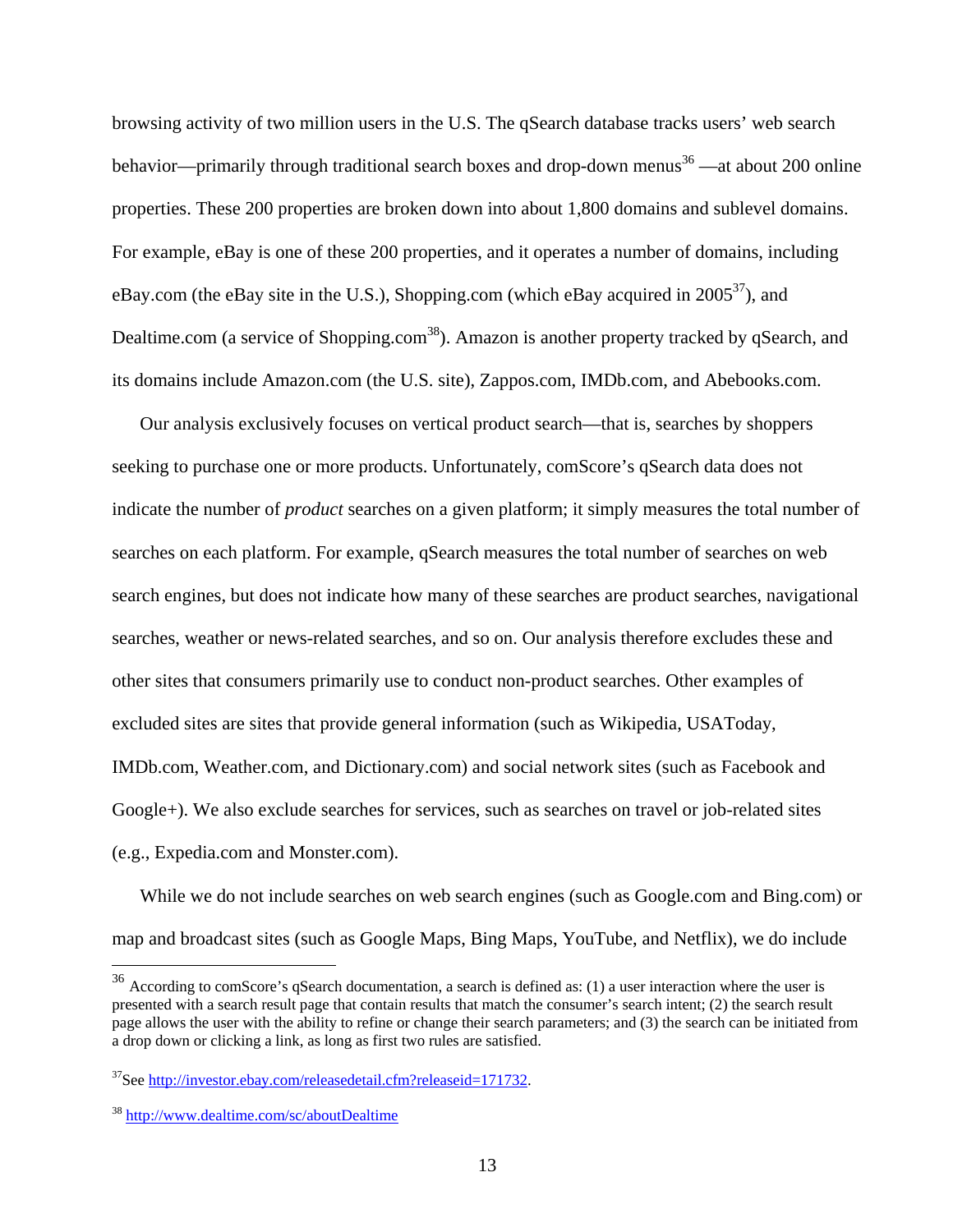browsing activity of two million users in the U.S. The qSearch database tracks users' web search behavior—primarily through traditional search boxes and drop-down menus[36] —at about 200 online properties. These 200 properties are broken down into about 1,800 domains and sublevel domains. For example, eBay is one of these 200 properties, and it operates a number of domains, including eBay.com (the eBay site in the U.S.), Shopping.com (which eBay acquired in 2005[37]), and Dealtime.com (a service of Shopping.com[38]). Amazon is another property tracked by qSearch, and its domains include Amazon.com (the U.S. site), Zappos.com, IMDb.com, and Abebooks.com.

Our analysis exclusively focuses on vertical product search—that is, searches by shoppers seeking to purchase one or more products. Unfortunately, comScore's qSearch data does not indicate the number of *product* searches on a given platform; it simply measures the total number of searches on each platform. For example, qSearch measures the total number of searches on web search engines, but does not indicate how many of these searches are product searches, navigational searches, weather or news-related searches, and so on. Our analysis therefore excludes these and other sites that consumers primarily use to conduct non-product searches. Other examples of excluded sites are sites that provide general information (such as Wikipedia, USAToday, IMDb.com, Weather.com, and Dictionary.com) and social network sites (such as Facebook and Google+). We also exclude searches for services, such as searches on travel or job-related sites (e.g., Expedia.com and Monster.com).

While we do not include searches on web search engines (such as Google.com and Bing.com) or map and broadcast sites (such as Google Maps, Bing Maps, YouTube, and Netflix), we do include

---

[36] According to comScore's qSearch documentation, a search is defined as: (1) a user interaction where the user is presented with a search result page that contain results that match the consumer's search intent; (2) the search result page allows the user with the ability to refine or change their search parameters; and (3) the search can be initiated from a drop down or clicking a link, as long as first two rules are satisfied.

[37] See http://investor.ebay.com/releasedetail.cfm?releaseid=171732.

[38] http://www.dealtime.com/sc/aboutDealtime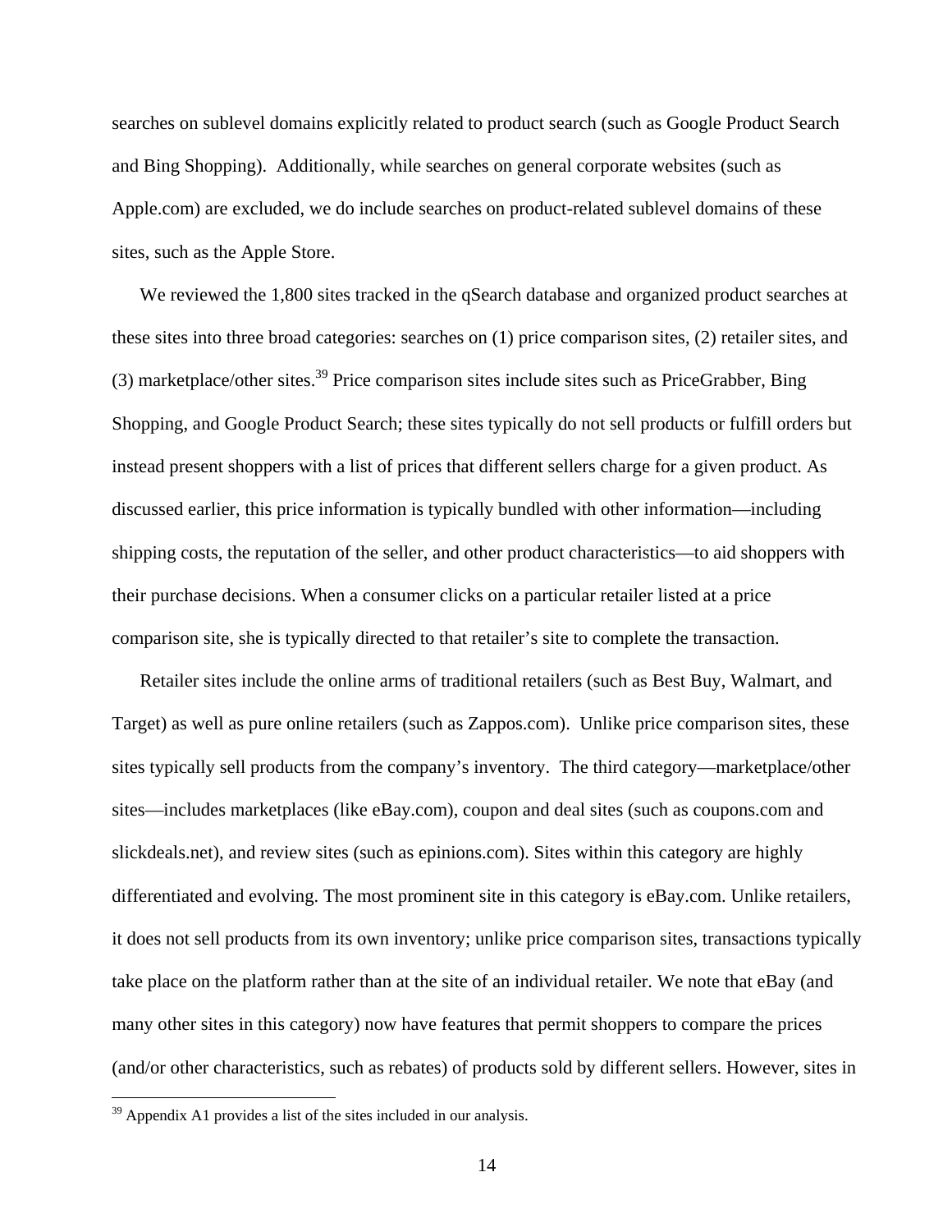searches on sublevel domains explicitly related to product search (such as Google Product Search and Bing Shopping). Additionally, while searches on general corporate websites (such as Apple.com) are excluded, we do include searches on product-related sublevel domains of these sites, such as the Apple Store.

We reviewed the 1,800 sites tracked in the qSearch database and organized product searches at these sites into three broad categories: searches on (1) price comparison sites, (2) retailer sites, and (3) marketplace/other sites.[39] Price comparison sites include sites such as PriceGrabber, Bing Shopping, and Google Product Search; these sites typically do not sell products or fulfill orders but instead present shoppers with a list of prices that different sellers charge for a given product. As discussed earlier, this price information is typically bundled with other information—including shipping costs, the reputation of the seller, and other product characteristics—to aid shoppers with their purchase decisions. When a consumer clicks on a particular retailer listed at a price comparison site, she is typically directed to that retailer's site to complete the transaction.

Retailer sites include the online arms of traditional retailers (such as Best Buy, Walmart, and Target) as well as pure online retailers (such as Zappos.com). Unlike price comparison sites, these sites typically sell products from the company's inventory. The third category—marketplace/other sites—includes marketplaces (like eBay.com), coupon and deal sites (such as coupons.com and slickdeals.net), and review sites (such as epinions.com). Sites within this category are highly differentiated and evolving. The most prominent site in this category is eBay.com. Unlike retailers, it does not sell products from its own inventory; unlike price comparison sites, transactions typically take place on the platform rather than at the site of an individual retailer. We note that eBay (and many other sites in this category) now have features that permit shoppers to compare the prices (and/or other characteristics, such as rebates) of products sold by different sellers. However, sites in

[39] Appendix A1 provides a list of the sites included in our analysis.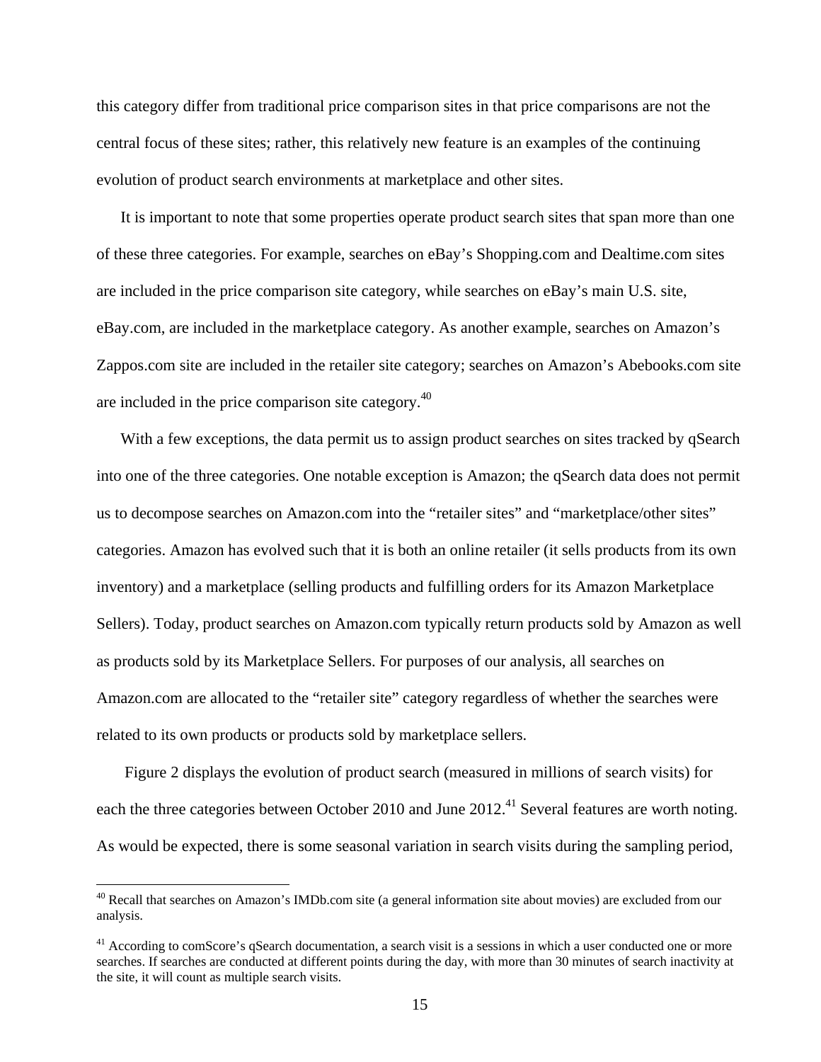this category differ from traditional price comparison sites in that price comparisons are not the central focus of these sites; rather, this relatively new feature is an examples of the continuing evolution of product search environments at marketplace and other sites.

It is important to note that some properties operate product search sites that span more than one of these three categories. For example, searches on eBay's Shopping.com and Dealtime.com sites are included in the price comparison site category, while searches on eBay's main U.S. site, eBay.com, are included in the marketplace category. As another example, searches on Amazon's Zappos.com site are included in the retailer site category; searches on Amazon's Abebooks.com site are included in the price comparison site category.[40]

With a few exceptions, the data permit us to assign product searches on sites tracked by qSearch into one of the three categories. One notable exception is Amazon; the qSearch data does not permit us to decompose searches on Amazon.com into the "retailer sites" and "marketplace/other sites" categories. Amazon has evolved such that it is both an online retailer (it sells products from its own inventory) and a marketplace (selling products and fulfilling orders for its Amazon Marketplace Sellers). Today, product searches on Amazon.com typically return products sold by Amazon as well as products sold by its Marketplace Sellers. For purposes of our analysis, all searches on Amazon.com are allocated to the "retailer site" category regardless of whether the searches were related to its own products or products sold by marketplace sellers.

Figure 2 displays the evolution of product search (measured in millions of search visits) for each the three categories between October 2010 and June 2012.[41] Several features are worth noting. As would be expected, there is some seasonal variation in search visits during the sampling period,

---

[40] Recall that searches on Amazon's IMDb.com site (a general information site about movies) are excluded from our analysis.

[41] According to comScore's qSearch documentation, a search visit is a sessions in which a user conducted one or more searches. If searches are conducted at different points during the day, with more than 30 minutes of search inactivity at the site, it will count as multiple search visits.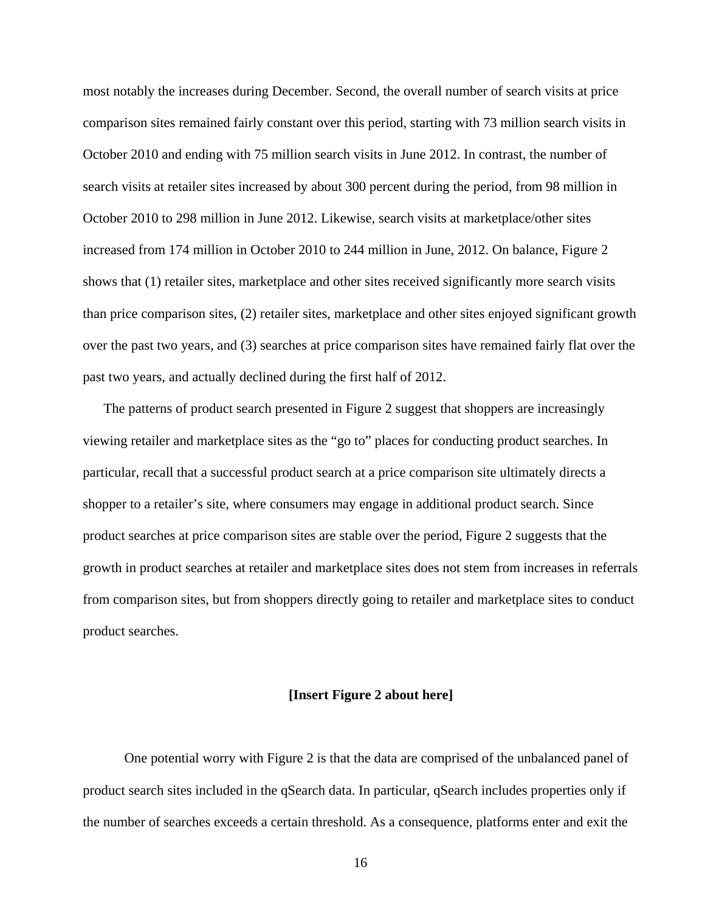most notably the increases during December. Second, the overall number of search visits at price comparison sites remained fairly constant over this period, starting with 73 million search visits in October 2010 and ending with 75 million search visits in June 2012. In contrast, the number of search visits at retailer sites increased by about 300 percent during the period, from 98 million in October 2010 to 298 million in June 2012. Likewise, search visits at marketplace/other sites increased from 174 million in October 2010 to 244 million in June, 2012. On balance, Figure 2 shows that (1) retailer sites, marketplace and other sites received significantly more search visits than price comparison sites, (2) retailer sites, marketplace and other sites enjoyed significant growth over the past two years, and (3) searches at price comparison sites have remained fairly flat over the past two years, and actually declined during the first half of 2012.

The patterns of product search presented in Figure 2 suggest that shoppers are increasingly viewing retailer and marketplace sites as the "go to" places for conducting product searches. In particular, recall that a successful product search at a price comparison site ultimately directs a shopper to a retailer's site, where consumers may engage in additional product search. Since product searches at price comparison sites are stable over the period, Figure 2 suggests that the growth in product searches at retailer and marketplace sites does not stem from increases in referrals from comparison sites, but from shoppers directly going to retailer and marketplace sites to conduct product searches.

**[Insert Figure 2 about here]**

One potential worry with Figure 2 is that the data are comprised of the unbalanced panel of product search sites included in the qSearch data. In particular, qSearch includes properties only if the number of searches exceeds a certain threshold. As a consequence, platforms enter and exit the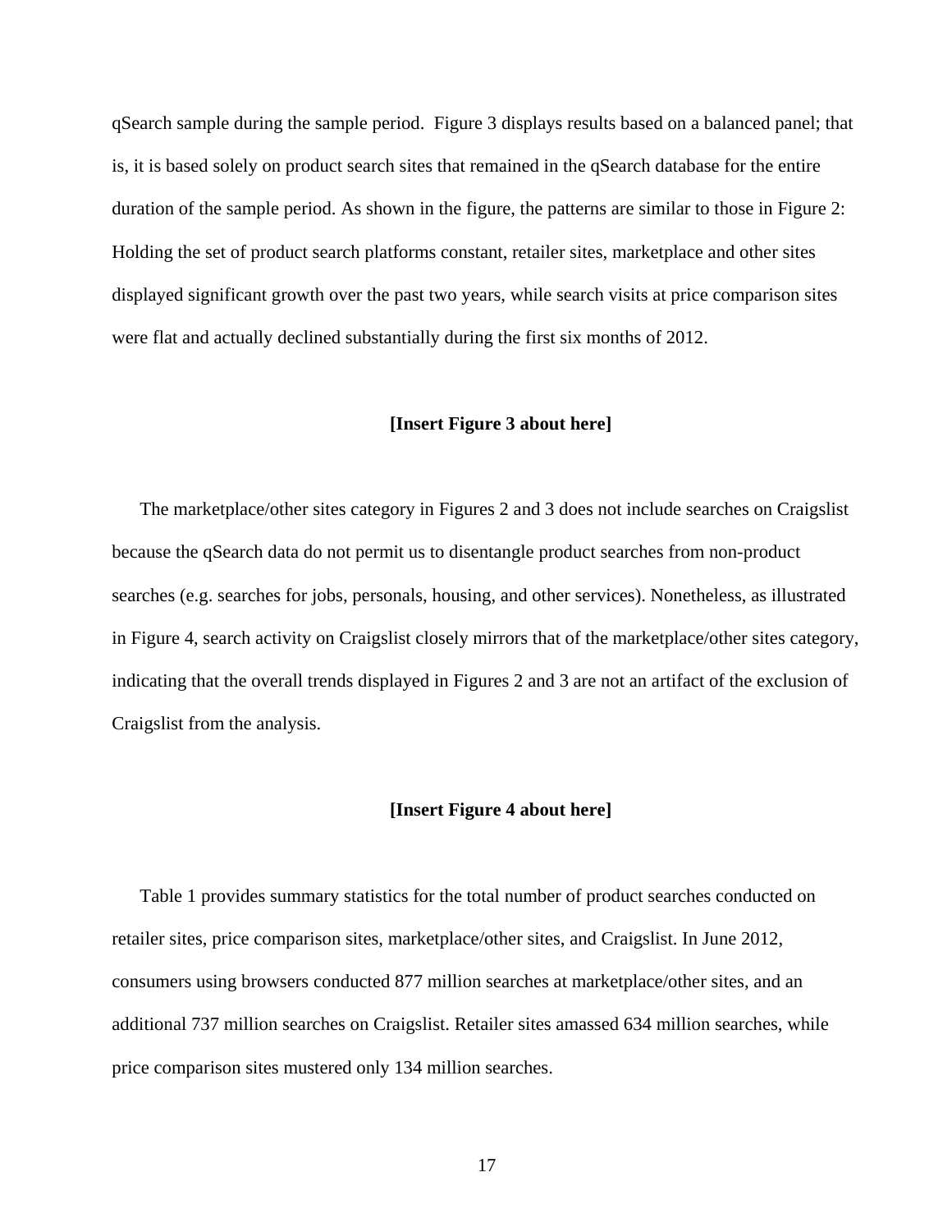qSearch sample during the sample period. Figure 3 displays results based on a balanced panel; that is, it is based solely on product search sites that remained in the qSearch database for the entire duration of the sample period. As shown in the figure, the patterns are similar to those in Figure 2: Holding the set of product search platforms constant, retailer sites, marketplace and other sites displayed significant growth over the past two years, while search visits at price comparison sites were flat and actually declined substantially during the first six months of 2012.

**[Insert Figure 3 about here]**

The marketplace/other sites category in Figures 2 and 3 does not include searches on Craigslist because the qSearch data do not permit us to disentangle product searches from non-product searches (e.g. searches for jobs, personals, housing, and other services). Nonetheless, as illustrated in Figure 4, search activity on Craigslist closely mirrors that of the marketplace/other sites category, indicating that the overall trends displayed in Figures 2 and 3 are not an artifact of the exclusion of Craigslist from the analysis.

**[Insert Figure 4 about here]**

Table 1 provides summary statistics for the total number of product searches conducted on retailer sites, price comparison sites, marketplace/other sites, and Craigslist. In June 2012, consumers using browsers conducted 877 million searches at marketplace/other sites, and an additional 737 million searches on Craigslist. Retailer sites amassed 634 million searches, while price comparison sites mustered only 134 million searches.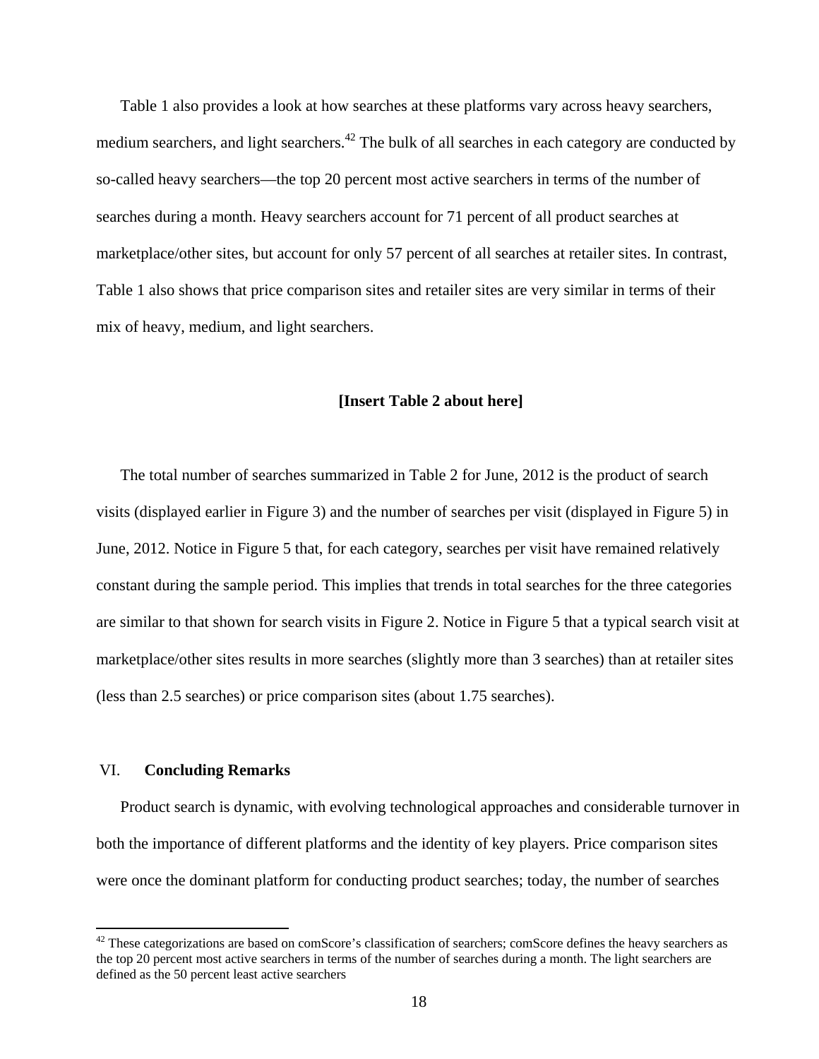Table 1 also provides a look at how searches at these platforms vary across heavy searchers, medium searchers, and light searchers.[42] The bulk of all searches in each category are conducted by so-called heavy searchers—the top 20 percent most active searchers in terms of the number of searches during a month. Heavy searchers account for 71 percent of all product searches at marketplace/other sites, but account for only 57 percent of all searches at retailer sites. In contrast, Table 1 also shows that price comparison sites and retailer sites are very similar in terms of their mix of heavy, medium, and light searchers.

**[Insert Table 2 about here]**

The total number of searches summarized in Table 2 for June, 2012 is the product of search visits (displayed earlier in Figure 3) and the number of searches per visit (displayed in Figure 5) in June, 2012. Notice in Figure 5 that, for each category, searches per visit have remained relatively constant during the sample period. This implies that trends in total searches for the three categories are similar to that shown for search visits in Figure 2. Notice in Figure 5 that a typical search visit at marketplace/other sites results in more searches (slightly more than 3 searches) than at retailer sites (less than 2.5 searches) or price comparison sites (about 1.75 searches).

## VI. Concluding Remarks

Product search is dynamic, with evolving technological approaches and considerable turnover in both the importance of different platforms and the identity of key players. Price comparison sites were once the dominant platform for conducting product searches; today, the number of searches

[42] These categorizations are based on comScore's classification of searchers; comScore defines the heavy searchers as the top 20 percent most active searchers in terms of the number of searches during a month. The light searchers are defined as the 50 percent least active searchers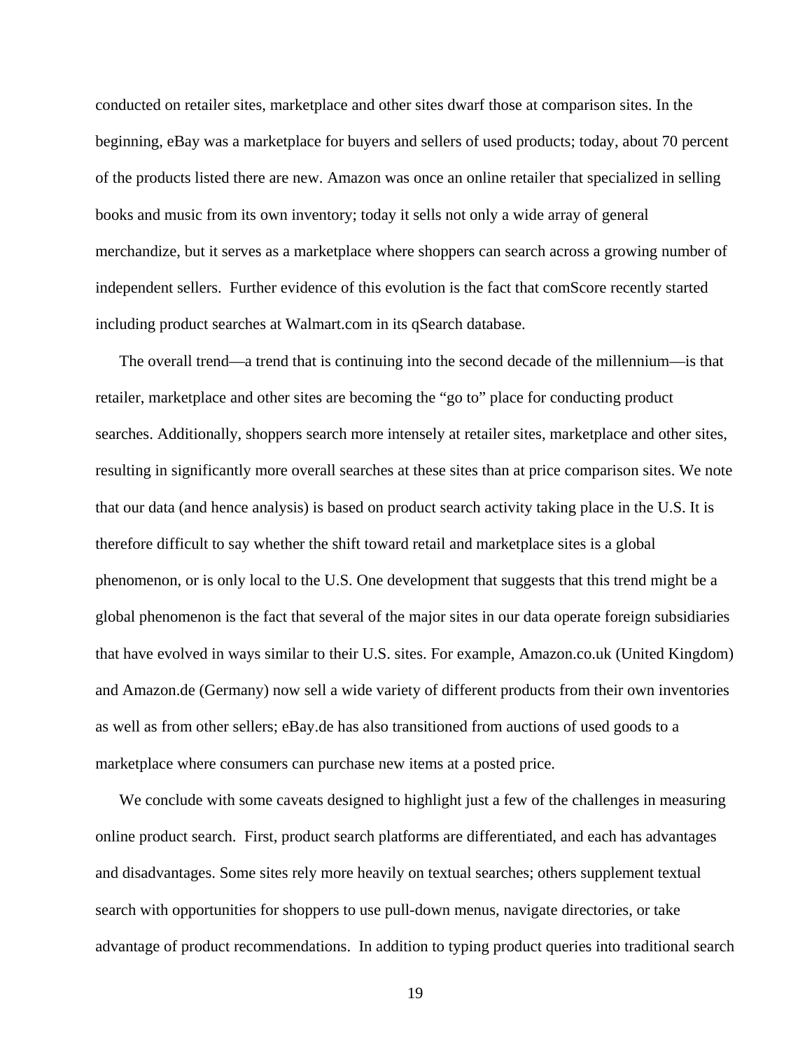conducted on retailer sites, marketplace and other sites dwarf those at comparison sites. In the beginning, eBay was a marketplace for buyers and sellers of used products; today, about 70 percent of the products listed there are new. Amazon was once an online retailer that specialized in selling books and music from its own inventory; today it sells not only a wide array of general merchandize, but it serves as a marketplace where shoppers can search across a growing number of independent sellers. Further evidence of this evolution is the fact that comScore recently started including product searches at Walmart.com in its qSearch database.

The overall trend—a trend that is continuing into the second decade of the millennium—is that retailer, marketplace and other sites are becoming the "go to" place for conducting product searches. Additionally, shoppers search more intensely at retailer sites, marketplace and other sites, resulting in significantly more overall searches at these sites than at price comparison sites. We note that our data (and hence analysis) is based on product search activity taking place in the U.S. It is therefore difficult to say whether the shift toward retail and marketplace sites is a global phenomenon, or is only local to the U.S. One development that suggests that this trend might be a global phenomenon is the fact that several of the major sites in our data operate foreign subsidiaries that have evolved in ways similar to their U.S. sites. For example, Amazon.co.uk (United Kingdom) and Amazon.de (Germany) now sell a wide variety of different products from their own inventories as well as from other sellers; eBay.de has also transitioned from auctions of used goods to a marketplace where consumers can purchase new items at a posted price.

We conclude with some caveats designed to highlight just a few of the challenges in measuring online product search. First, product search platforms are differentiated, and each has advantages and disadvantages. Some sites rely more heavily on textual searches; others supplement textual search with opportunities for shoppers to use pull-down menus, navigate directories, or take advantage of product recommendations. In addition to typing product queries into traditional search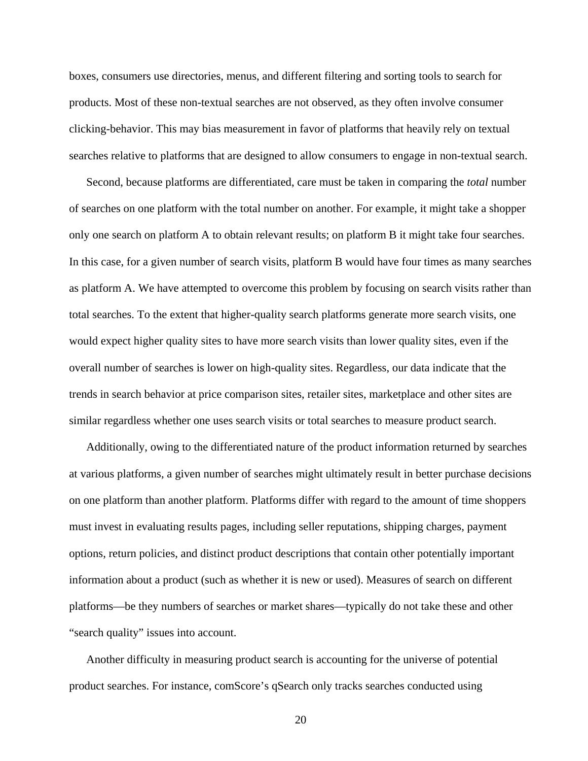boxes, consumers use directories, menus, and different filtering and sorting tools to search for products. Most of these non-textual searches are not observed, as they often involve consumer clicking-behavior. This may bias measurement in favor of platforms that heavily rely on textual searches relative to platforms that are designed to allow consumers to engage in non-textual search.

Second, because platforms are differentiated, care must be taken in comparing the *total* number of searches on one platform with the total number on another. For example, it might take a shopper only one search on platform A to obtain relevant results; on platform B it might take four searches. In this case, for a given number of search visits, platform B would have four times as many searches as platform A. We have attempted to overcome this problem by focusing on search visits rather than total searches. To the extent that higher-quality search platforms generate more search visits, one would expect higher quality sites to have more search visits than lower quality sites, even if the overall number of searches is lower on high-quality sites. Regardless, our data indicate that the trends in search behavior at price comparison sites, retailer sites, marketplace and other sites are similar regardless whether one uses search visits or total searches to measure product search.

Additionally, owing to the differentiated nature of the product information returned by searches at various platforms, a given number of searches might ultimately result in better purchase decisions on one platform than another platform. Platforms differ with regard to the amount of time shoppers must invest in evaluating results pages, including seller reputations, shipping charges, payment options, return policies, and distinct product descriptions that contain other potentially important information about a product (such as whether it is new or used). Measures of search on different platforms—be they numbers of searches or market shares—typically do not take these and other "search quality" issues into account.

Another difficulty in measuring product search is accounting for the universe of potential product searches. For instance, comScore's qSearch only tracks searches conducted using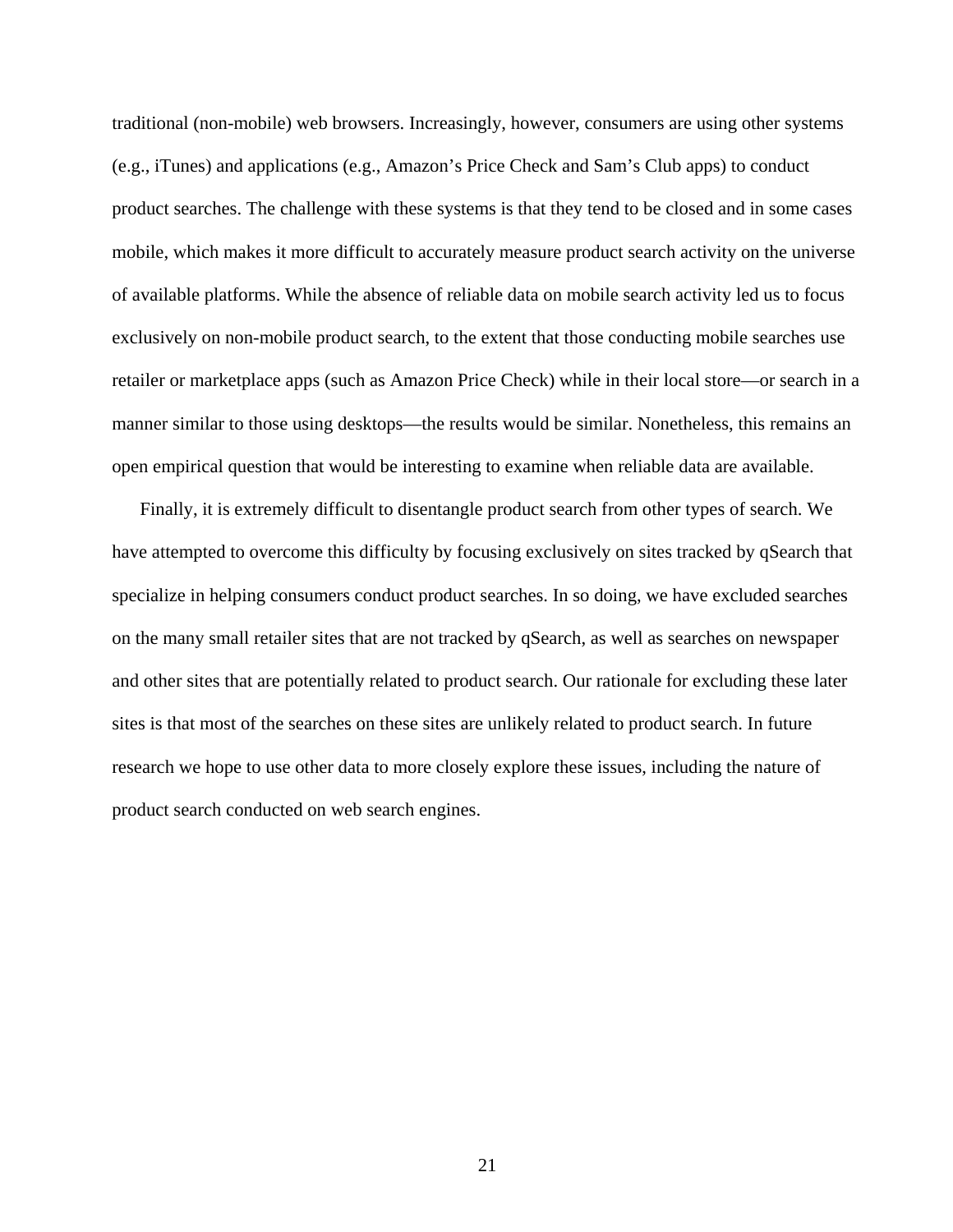traditional (non-mobile) web browsers. Increasingly, however, consumers are using other systems (e.g., iTunes) and applications (e.g., Amazon's Price Check and Sam's Club apps) to conduct product searches. The challenge with these systems is that they tend to be closed and in some cases mobile, which makes it more difficult to accurately measure product search activity on the universe of available platforms. While the absence of reliable data on mobile search activity led us to focus exclusively on non-mobile product search, to the extent that those conducting mobile searches use retailer or marketplace apps (such as Amazon Price Check) while in their local store—or search in a manner similar to those using desktops—the results would be similar. Nonetheless, this remains an open empirical question that would be interesting to examine when reliable data are available.

Finally, it is extremely difficult to disentangle product search from other types of search. We have attempted to overcome this difficulty by focusing exclusively on sites tracked by qSearch that specialize in helping consumers conduct product searches. In so doing, we have excluded searches on the many small retailer sites that are not tracked by qSearch, as well as searches on newspaper and other sites that are potentially related to product search. Our rationale for excluding these later sites is that most of the searches on these sites are unlikely related to product search. In future research we hope to use other data to more closely explore these issues, including the nature of product search conducted on web search engines.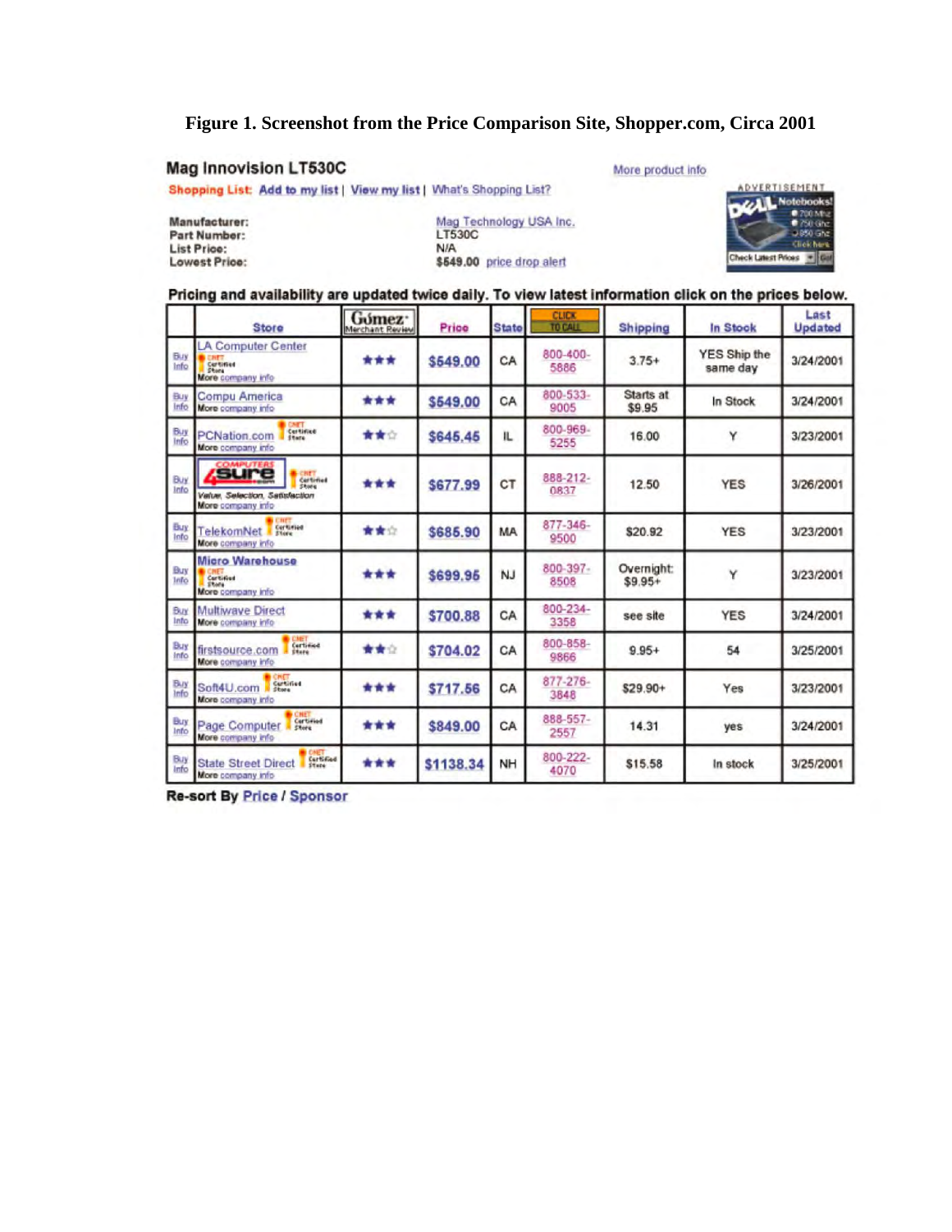**Figure 1. Screenshot from the Price Comparison Site, Shopper.com, Circa 2001**

## Mag Innovision LT530C

Shopping List: Add to my list | View my list | What's Shopping List?

More product info

| | |
|---|---|
| **Manufacturer:** | Mag Technology USA Inc. |
| **Part Number:** | LT530C |
| **List Price:** | N/A |
| **Lowest Price:** | $549.00 price drop alert |

ADVERTISEMENT
DELL Notebooks! 700 MHz 750 Ghz 850 Ghz Click here Check Latest Prices Go

**Pricing and availability are updated twice daily. To view latest information click on the prices below.**

| | Store | Gomez Merchant Review | Price | State | CLICK TO CALL | Shipping | In Stock | Last Updated |
|---|---|---|---|---|---|---|---|---|
| Buy Info | LA Computer Center (CNET Certified Store) More company info | ★★★ | $549.00 | CA | 800-400-5886 | 3.75+ | YES Ship the same day | 3/24/2001 |
| Buy Info | Compu America More company info | ★★★ | $549.00 | CA | 800-533-9005 | Starts at $9.95 | In Stock | 3/24/2001 |
| Buy Info | PCNation.com (CNET Certified Store) More company info | ★★☆ | $645.45 | IL | 800-969-5255 | 16.00 | Y | 3/23/2001 |
| Buy Info | Computers 4Sure (CNET Certified Store) Value, Selection, Satisfaction More company info | ★★★ | $677.99 | CT | 888-212-0837 | 12.50 | YES | 3/26/2001 |
| Buy Info | TelekomNet (CNET Certified Store) More company info | ★★☆ | $685.90 | MA | 877-346-9500 | $20.92 | YES | 3/23/2001 |
| Buy Info | Micro Warehouse (CNET Certified Store) More company info | ★★★ | $699.95 | NJ | 800-397-8508 | Overnight: $9.95+ | Y | 3/23/2001 |
| Buy Info | Multiwave Direct More company info | ★★★ | $700.88 | CA | 800-234-3358 | see site | YES | 3/24/2001 |
| Buy Info | firstsource.com (CNET Certified Store) More company info | ★★☆ | $704.02 | CA | 800-858-9866 | 9.95+ | 54 | 3/25/2001 |
| Buy Info | Soft4U.com (CNET Certified Store) More company info | ★★★ | $717.56 | CA | 877-276-3848 | $29.90+ | Yes | 3/23/2001 |
| Buy Info | Page Computer (CNET Certified Store) More company info | ★★★ | $849.00 | CA | 888-557-2557 | 14.31 | yes | 3/24/2001 |
| Buy Info | State Street Direct (CNET Certified Store) More company info | ★★★ | $1138.34 | NH | 800-222-4070 | $15.58 | In stock | 3/25/2001 |

**Re-sort By Price / Sponsor**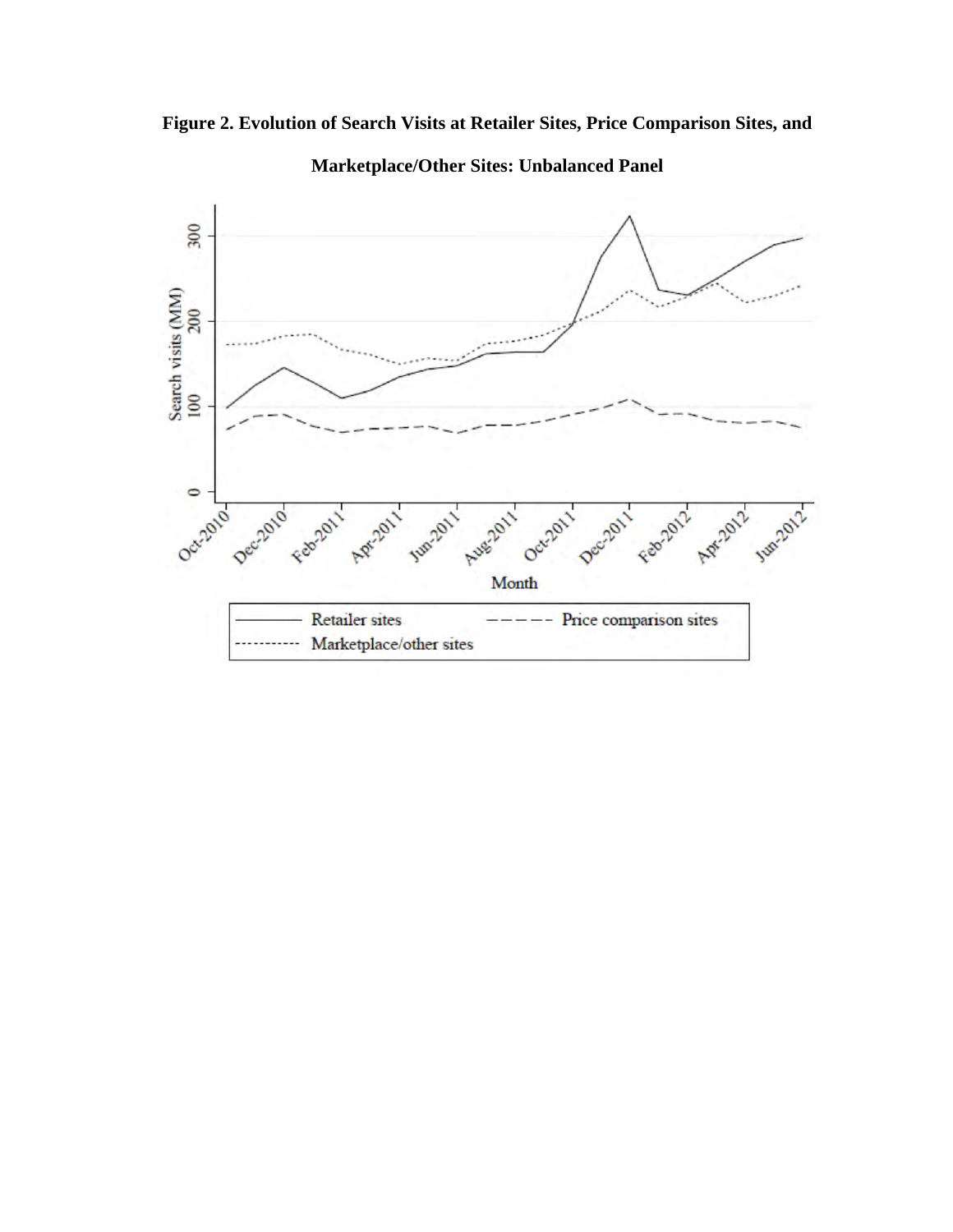**Figure 2. Evolution of Search Visits at Retailer Sites, Price Comparison Sites, and Marketplace/Other Sites: Unbalanced Panel**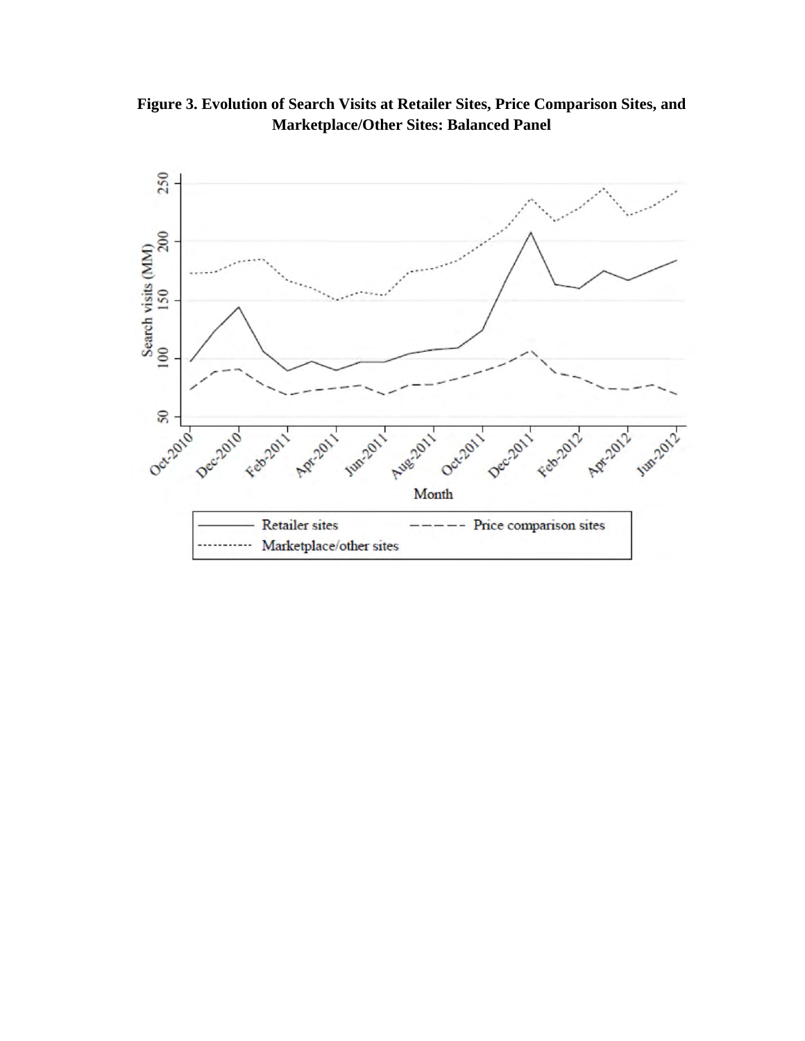**Figure 3. Evolution of Search Visits at Retailer Sites, Price Comparison Sites, and Marketplace/Other Sites: Balanced Panel**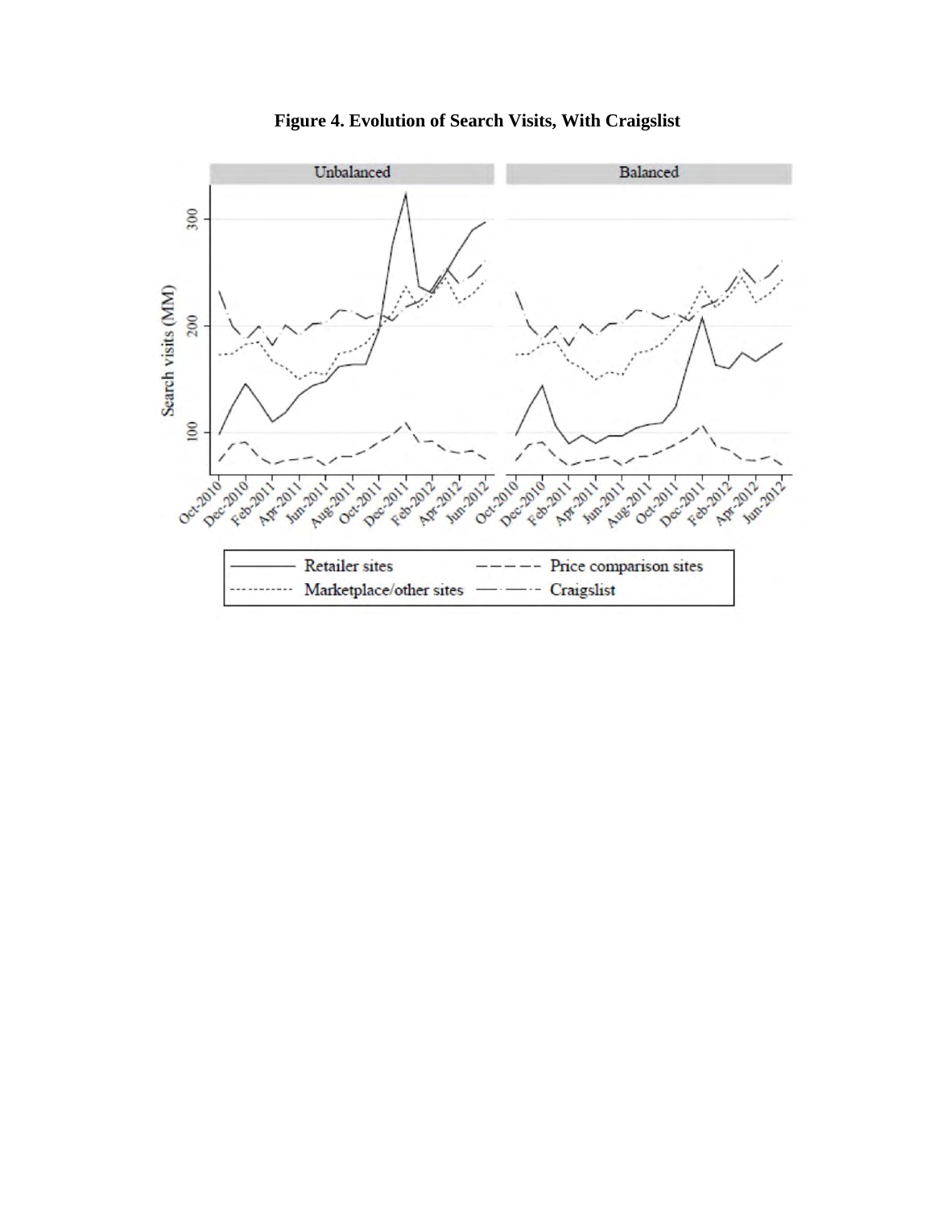**Figure 4. Evolution of Search Visits, With Craigslist**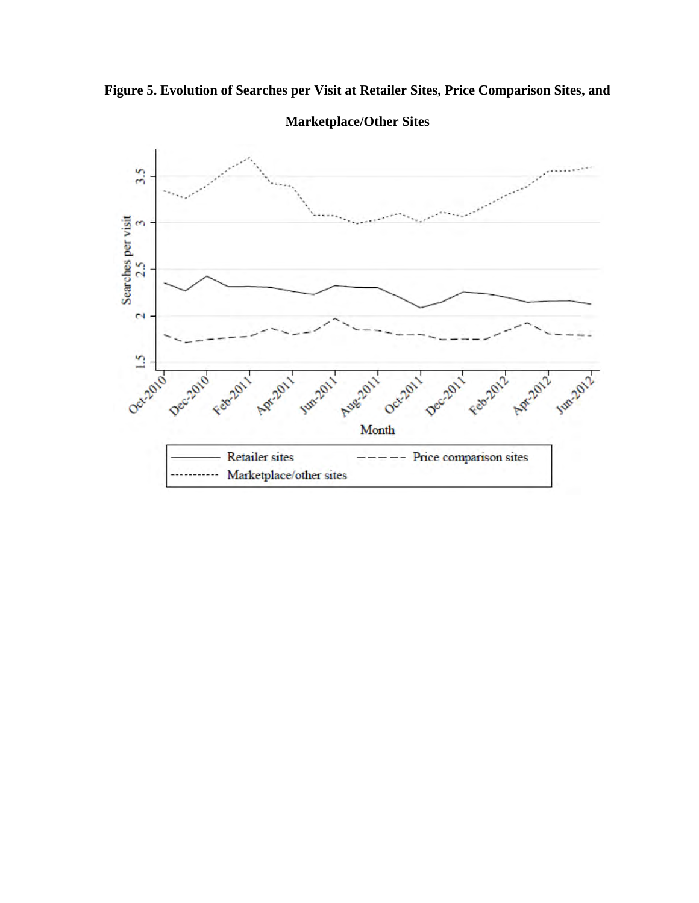**Figure 5. Evolution of Searches per Visit at Retailer Sites, Price Comparison Sites, and Marketplace/Other Sites**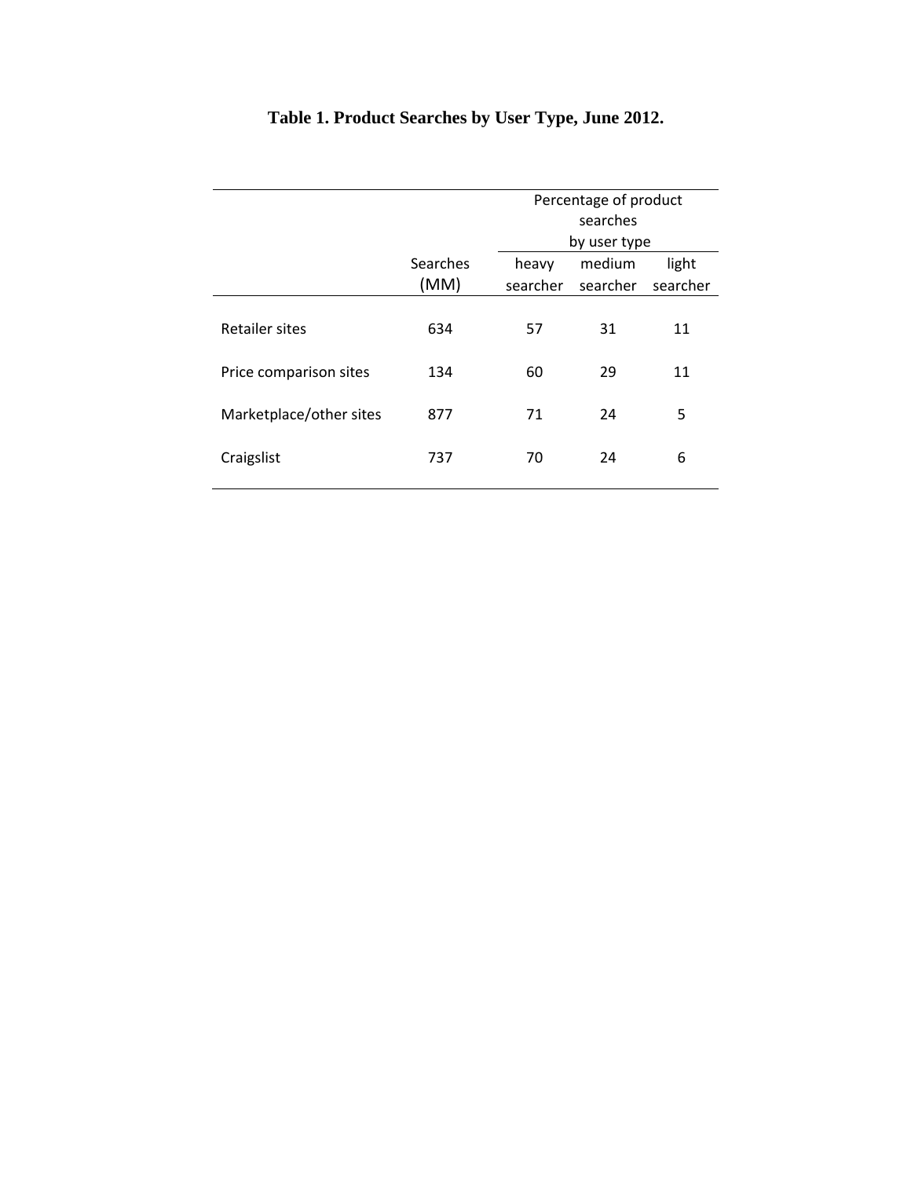**Table 1. Product Searches by User Type, June 2012.**

| | Searches (MM) | Percentage of product searches by user type | | |
|---|---|---|---|---|
| | | heavy searcher | medium searcher | light searcher |
| Retailer sites | 634 | 57 | 31 | 11 |
| Price comparison sites | 134 | 60 | 29 | 11 |
| Marketplace/other sites | 877 | 71 | 24 | 5 |
| Craigslist | 737 | 70 | 24 | 6 |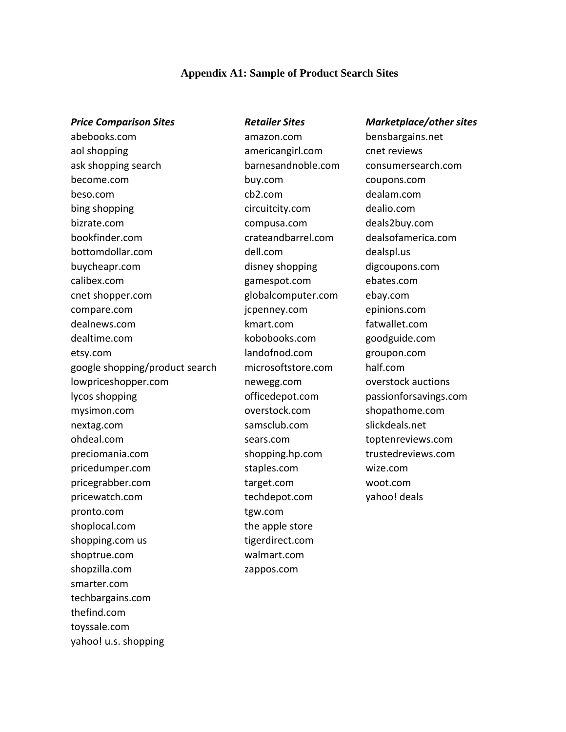# Appendix A1: Sample of Product Search Sites

***Price Comparison Sites***

abebooks.com
aol shopping
ask shopping search
become.com
beso.com
bing shopping
bizrate.com
bookfinder.com
bottomdollar.com
buycheapr.com
calibex.com
cnet shopper.com
compare.com
dealnews.com
dealtime.com
etsy.com
google shopping/product search
lowpriceshopper.com
lycos shopping
mysimon.com
nextag.com
ohdeal.com
preciomania.com
pricedumper.com
pricegrabber.com
pricewatch.com
pronto.com
shoplocal.com
shopping.com us
shoptrue.com
shopzilla.com
smarter.com
techbargains.com
thefind.com
toyssale.com
yahoo! u.s. shopping

***Retailer Sites***

amazon.com
americangirl.com
barnesandnoble.com
buy.com
cb2.com
circuitcity.com
compusa.com
crateandbarrel.com
dell.com
disney shopping
gamespot.com
globalcomputer.com
jcpenney.com
kmart.com
kobobooks.com
landofnod.com
microsoftstore.com
newegg.com
officedepot.com
overstock.com
samsclub.com
sears.com
shopping.hp.com
staples.com
target.com
techdepot.com
tgw.com
the apple store
tigerdirect.com
walmart.com
zappos.com

***Marketplace/other sites***

bensbargains.net
cnet reviews
consumersearch.com
coupons.com
dealam.com
dealio.com
deals2buy.com
dealsofamerica.com
dealspl.us
digcoupons.com
ebates.com
ebay.com
epinions.com
fatwallet.com
goodguide.com
groupon.com
half.com
overstock auctions
passionforsavings.com
shopathome.com
slickdeals.net
toptenreviews.com
trustedreviews.com
wize.com
woot.com
yahoo! deals